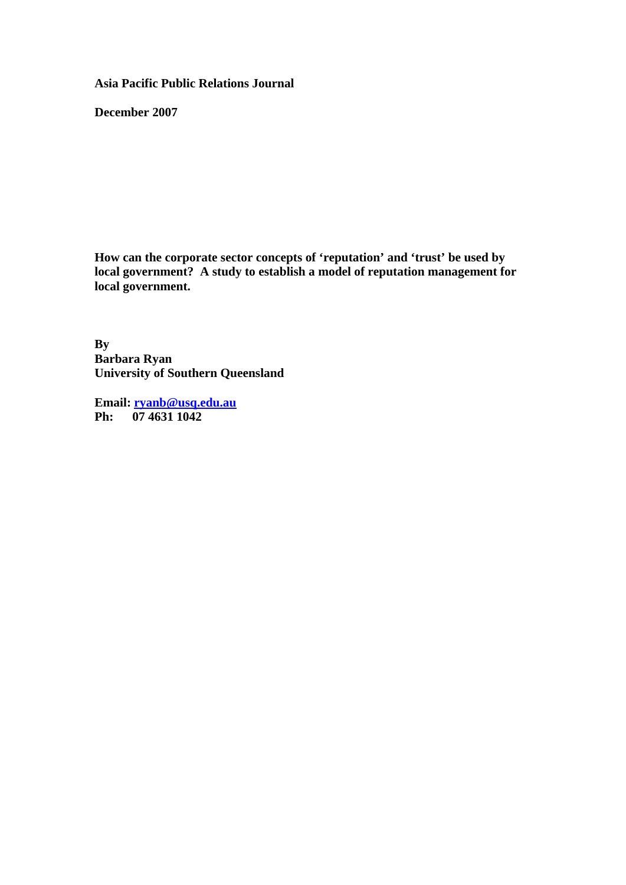**Asia Pacific Public Relations Journal**

**December 2007**

# How can the corporate sector concepts of 'reputation' and 'trust' be used by local government? A study to establish a model of reputation management for local government.

**By**
**Barbara Ryan**
**University of Southern Queensland**

**Email: [ryanb@usq.edu.au](mailto:ryanb@usq.edu.au)**
**Ph: 07 4631 1042**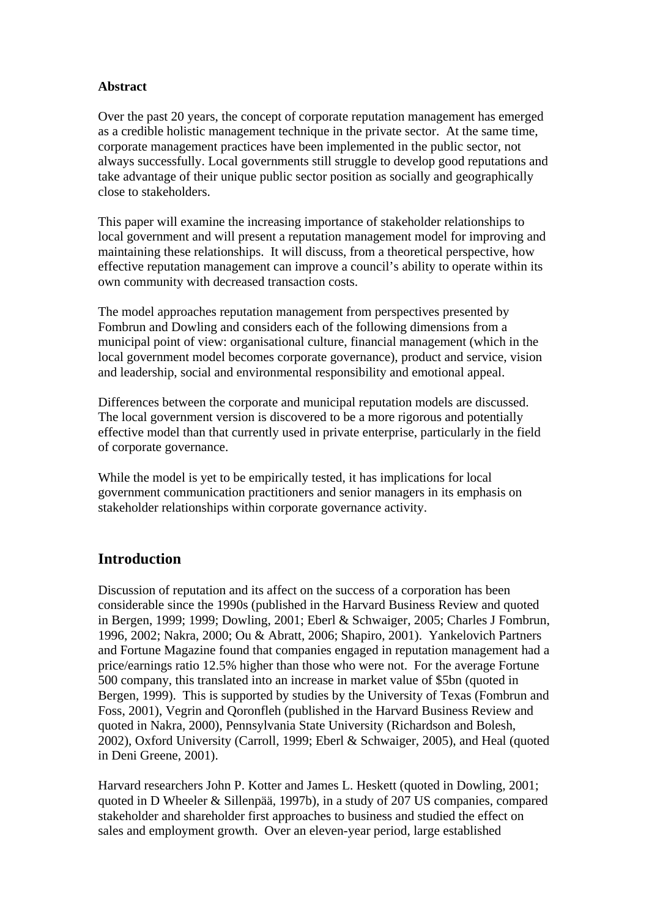**Abstract**

Over the past 20 years, the concept of corporate reputation management has emerged as a credible holistic management technique in the private sector. At the same time, corporate management practices have been implemented in the public sector, not always successfully. Local governments still struggle to develop good reputations and take advantage of their unique public sector position as socially and geographically close to stakeholders.

This paper will examine the increasing importance of stakeholder relationships to local government and will present a reputation management model for improving and maintaining these relationships. It will discuss, from a theoretical perspective, how effective reputation management can improve a council's ability to operate within its own community with decreased transaction costs.

The model approaches reputation management from perspectives presented by Fombrun and Dowling and considers each of the following dimensions from a municipal point of view: organisational culture, financial management (which in the local government model becomes corporate governance), product and service, vision and leadership, social and environmental responsibility and emotional appeal.

Differences between the corporate and municipal reputation models are discussed. The local government version is discovered to be a more rigorous and potentially effective model than that currently used in private enterprise, particularly in the field of corporate governance.

While the model is yet to be empirically tested, it has implications for local government communication practitioners and senior managers in its emphasis on stakeholder relationships within corporate governance activity.

## Introduction

Discussion of reputation and its affect on the success of a corporation has been considerable since the 1990s (published in the Harvard Business Review and quoted in Bergen, 1999; 1999; Dowling, 2001; Eberl & Schwaiger, 2005; Charles J Fombrun, 1996, 2002; Nakra, 2000; Ou & Abratt, 2006; Shapiro, 2001). Yankelovich Partners and Fortune Magazine found that companies engaged in reputation management had a price/earnings ratio 12.5% higher than those who were not. For the average Fortune 500 company, this translated into an increase in market value of $5bn (quoted in Bergen, 1999). This is supported by studies by the University of Texas (Fombrun and Foss, 2001), Vegrin and Qoronfleh (published in the Harvard Business Review and quoted in Nakra, 2000), Pennsylvania State University (Richardson and Bolesh, 2002), Oxford University (Carroll, 1999; Eberl & Schwaiger, 2005), and Heal (quoted in Deni Greene, 2001).

Harvard researchers John P. Kotter and James L. Heskett (quoted in Dowling, 2001; quoted in D Wheeler & Sillenpää, 1997b), in a study of 207 US companies, compared stakeholder and shareholder first approaches to business and studied the effect on sales and employment growth. Over an eleven-year period, large established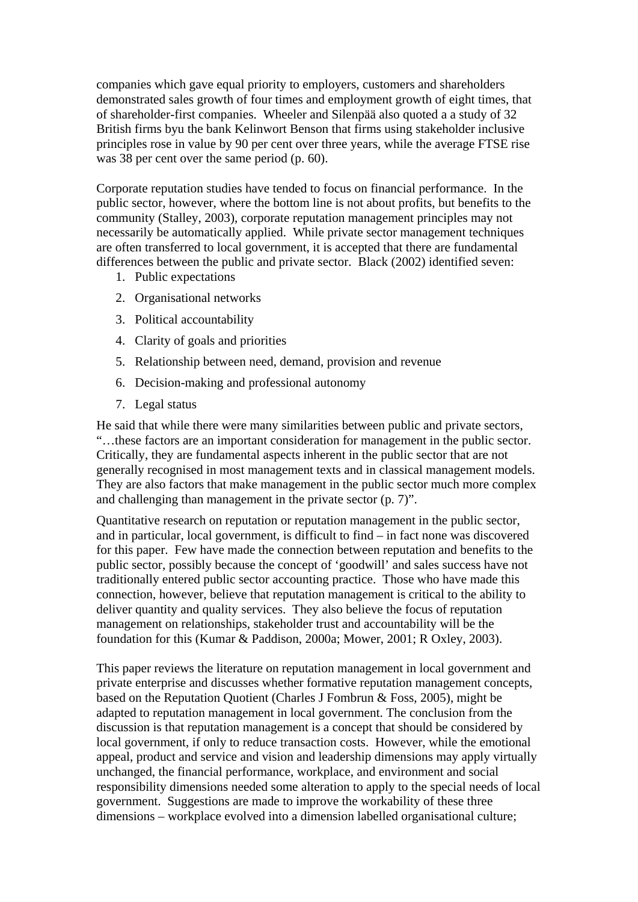companies which gave equal priority to employers, customers and shareholders demonstrated sales growth of four times and employment growth of eight times, that of shareholder-first companies. Wheeler and Silenpää also quoted a a study of 32 British firms byu the bank Kelinwort Benson that firms using stakeholder inclusive principles rose in value by 90 per cent over three years, while the average FTSE rise was 38 per cent over the same period (p. 60).

Corporate reputation studies have tended to focus on financial performance. In the public sector, however, where the bottom line is not about profits, but benefits to the community (Stalley, 2003), corporate reputation management principles may not necessarily be automatically applied. While private sector management techniques are often transferred to local government, it is accepted that there are fundamental differences between the public and private sector. Black (2002) identified seven:

1. Public expectations
2. Organisational networks
3. Political accountability
4. Clarity of goals and priorities
5. Relationship between need, demand, provision and revenue
6. Decision-making and professional autonomy
7. Legal status

He said that while there were many similarities between public and private sectors, "…these factors are an important consideration for management in the public sector. Critically, they are fundamental aspects inherent in the public sector that are not generally recognised in most management texts and in classical management models. They are also factors that make management in the public sector much more complex and challenging than management in the private sector (p. 7)".

Quantitative research on reputation or reputation management in the public sector, and in particular, local government, is difficult to find – in fact none was discovered for this paper. Few have made the connection between reputation and benefits to the public sector, possibly because the concept of 'goodwill' and sales success have not traditionally entered public sector accounting practice. Those who have made this connection, however, believe that reputation management is critical to the ability to deliver quantity and quality services. They also believe the focus of reputation management on relationships, stakeholder trust and accountability will be the foundation for this (Kumar & Paddison, 2000a; Mower, 2001; R Oxley, 2003).

This paper reviews the literature on reputation management in local government and private enterprise and discusses whether formative reputation management concepts, based on the Reputation Quotient (Charles J Fombrun & Foss, 2005), might be adapted to reputation management in local government. The conclusion from the discussion is that reputation management is a concept that should be considered by local government, if only to reduce transaction costs. However, while the emotional appeal, product and service and vision and leadership dimensions may apply virtually unchanged, the financial performance, workplace, and environment and social responsibility dimensions needed some alteration to apply to the special needs of local government. Suggestions are made to improve the workability of these three dimensions – workplace evolved into a dimension labelled organisational culture;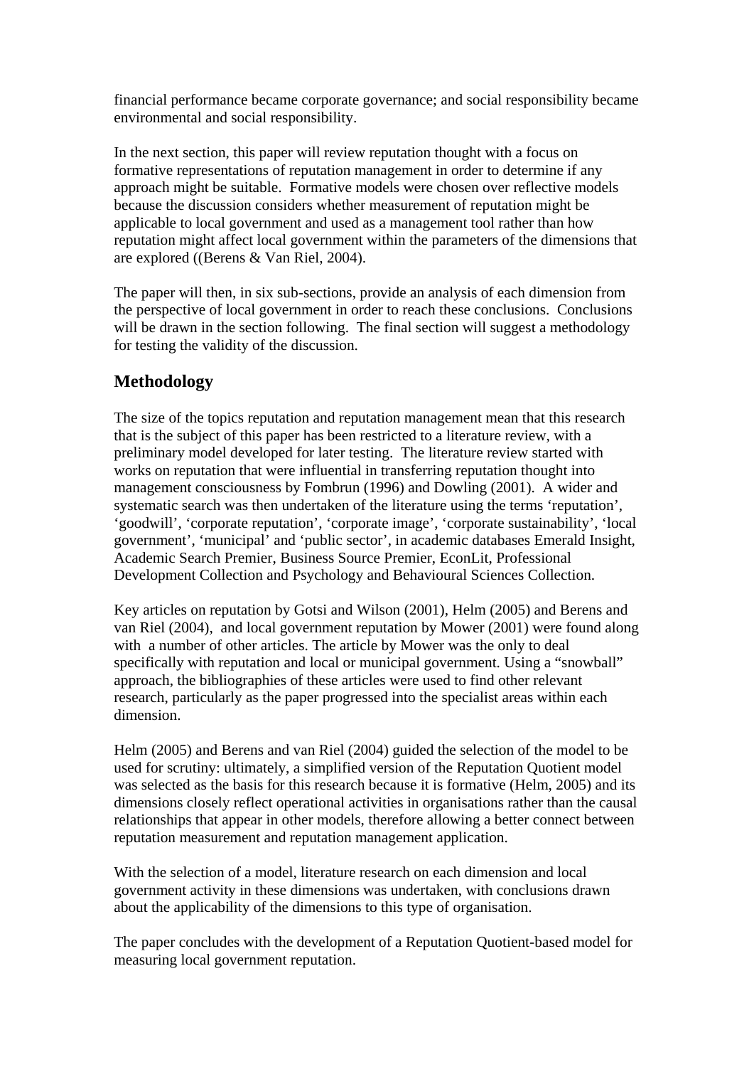financial performance became corporate governance; and social responsibility became environmental and social responsibility.

In the next section, this paper will review reputation thought with a focus on formative representations of reputation management in order to determine if any approach might be suitable. Formative models were chosen over reflective models because the discussion considers whether measurement of reputation might be applicable to local government and used as a management tool rather than how reputation might affect local government within the parameters of the dimensions that are explored ((Berens & Van Riel, 2004).

The paper will then, in six sub-sections, provide an analysis of each dimension from the perspective of local government in order to reach these conclusions. Conclusions will be drawn in the section following. The final section will suggest a methodology for testing the validity of the discussion.

## Methodology

The size of the topics reputation and reputation management mean that this research that is the subject of this paper has been restricted to a literature review, with a preliminary model developed for later testing. The literature review started with works on reputation that were influential in transferring reputation thought into management consciousness by Fombrun (1996) and Dowling (2001). A wider and systematic search was then undertaken of the literature using the terms 'reputation', 'goodwill', 'corporate reputation', 'corporate image', 'corporate sustainability', 'local government', 'municipal' and 'public sector', in academic databases Emerald Insight, Academic Search Premier, Business Source Premier, EconLit, Professional Development Collection and Psychology and Behavioural Sciences Collection.

Key articles on reputation by Gotsi and Wilson (2001), Helm (2005) and Berens and van Riel (2004), and local government reputation by Mower (2001) were found along with a number of other articles. The article by Mower was the only to deal specifically with reputation and local or municipal government. Using a "snowball" approach, the bibliographies of these articles were used to find other relevant research, particularly as the paper progressed into the specialist areas within each dimension.

Helm (2005) and Berens and van Riel (2004) guided the selection of the model to be used for scrutiny: ultimately, a simplified version of the Reputation Quotient model was selected as the basis for this research because it is formative (Helm, 2005) and its dimensions closely reflect operational activities in organisations rather than the causal relationships that appear in other models, therefore allowing a better connect between reputation measurement and reputation management application.

With the selection of a model, literature research on each dimension and local government activity in these dimensions was undertaken, with conclusions drawn about the applicability of the dimensions to this type of organisation.

The paper concludes with the development of a Reputation Quotient-based model for measuring local government reputation.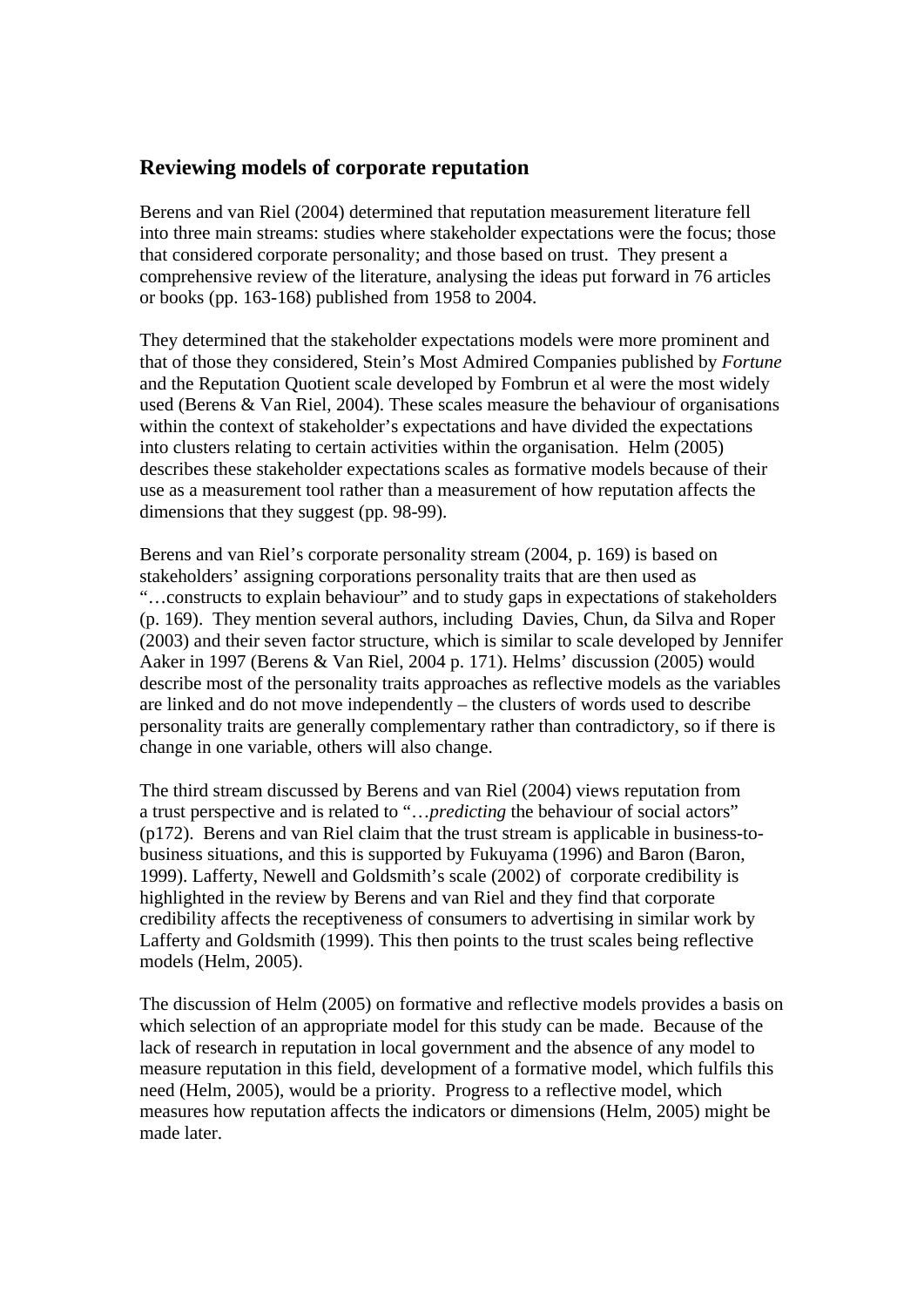## Reviewing models of corporate reputation

Berens and van Riel (2004) determined that reputation measurement literature fell into three main streams: studies where stakeholder expectations were the focus; those that considered corporate personality; and those based on trust. They present a comprehensive review of the literature, analysing the ideas put forward in 76 articles or books (pp. 163-168) published from 1958 to 2004.

They determined that the stakeholder expectations models were more prominent and that of those they considered, Stein's Most Admired Companies published by *Fortune* and the Reputation Quotient scale developed by Fombrun et al were the most widely used (Berens & Van Riel, 2004). These scales measure the behaviour of organisations within the context of stakeholder's expectations and have divided the expectations into clusters relating to certain activities within the organisation. Helm (2005) describes these stakeholder expectations scales as formative models because of their use as a measurement tool rather than a measurement of how reputation affects the dimensions that they suggest (pp. 98-99).

Berens and van Riel's corporate personality stream (2004, p. 169) is based on stakeholders' assigning corporations personality traits that are then used as "…constructs to explain behaviour" and to study gaps in expectations of stakeholders (p. 169). They mention several authors, including Davies, Chun, da Silva and Roper (2003) and their seven factor structure, which is similar to scale developed by Jennifer Aaker in 1997 (Berens & Van Riel, 2004 p. 171). Helms' discussion (2005) would describe most of the personality traits approaches as reflective models as the variables are linked and do not move independently – the clusters of words used to describe personality traits are generally complementary rather than contradictory, so if there is change in one variable, others will also change.

The third stream discussed by Berens and van Riel (2004) views reputation from a trust perspective and is related to "…*predicting* the behaviour of social actors" (p172). Berens and van Riel claim that the trust stream is applicable in business-to-business situations, and this is supported by Fukuyama (1996) and Baron (Baron, 1999). Lafferty, Newell and Goldsmith's scale (2002) of corporate credibility is highlighted in the review by Berens and van Riel and they find that corporate credibility affects the receptiveness of consumers to advertising in similar work by Lafferty and Goldsmith (1999). This then points to the trust scales being reflective models (Helm, 2005).

The discussion of Helm (2005) on formative and reflective models provides a basis on which selection of an appropriate model for this study can be made. Because of the lack of research in reputation in local government and the absence of any model to measure reputation in this field, development of a formative model, which fulfils this need (Helm, 2005), would be a priority. Progress to a reflective model, which measures how reputation affects the indicators or dimensions (Helm, 2005) might be made later.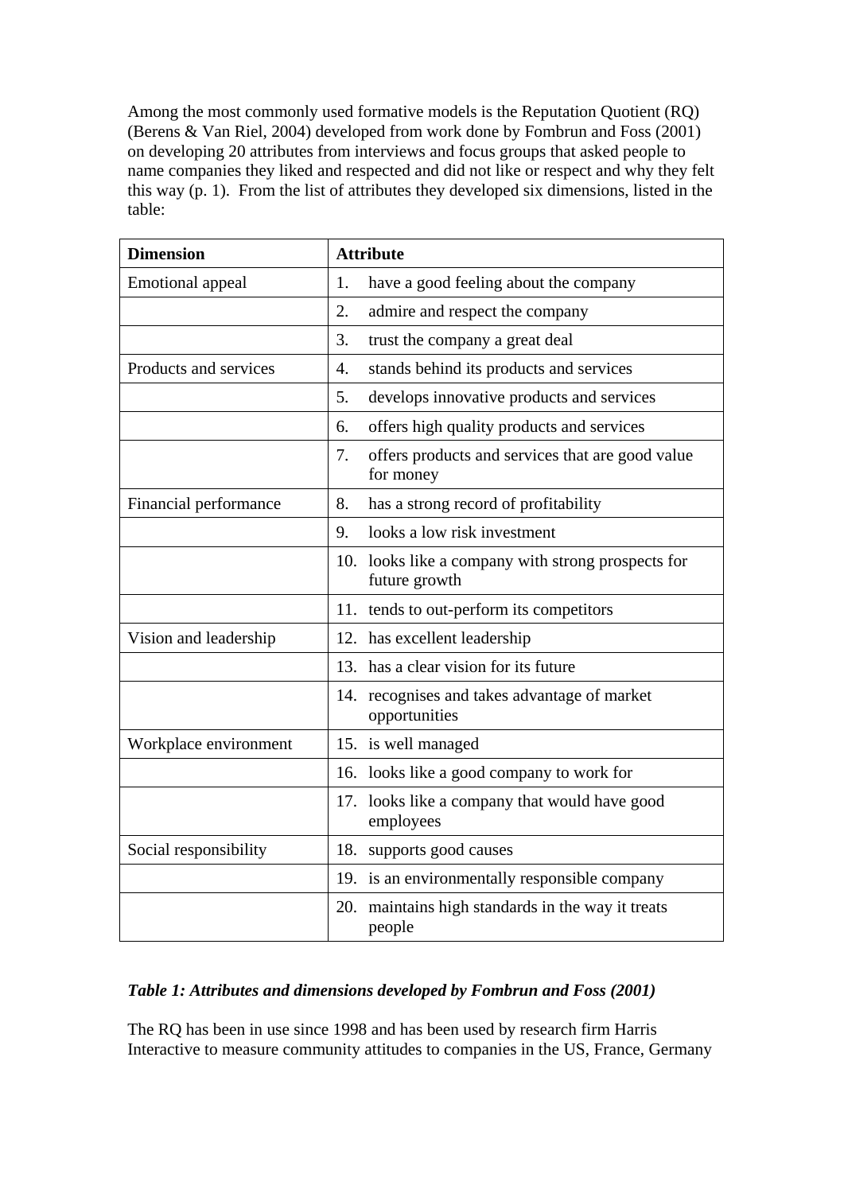Among the most commonly used formative models is the Reputation Quotient (RQ) (Berens & Van Riel, 2004) developed from work done by Fombrun and Foss (2001) on developing 20 attributes from interviews and focus groups that asked people to name companies they liked and respected and did not like or respect and why they felt this way (p. 1). From the list of attributes they developed six dimensions, listed in the table:

| **Dimension** | **Attribute** |
| --- | --- |
| Emotional appeal | 1. have a good feeling about the company |
| | 2. admire and respect the company |
| | 3. trust the company a great deal |
| Products and services | 4. stands behind its products and services |
| | 5. develops innovative products and services |
| | 6. offers high quality products and services |
| | 7. offers products and services that are good value for money |
| Financial performance | 8. has a strong record of profitability |
| | 9. looks a low risk investment |
| | 10. looks like a company with strong prospects for future growth |
| | 11. tends to out-perform its competitors |
| Vision and leadership | 12. has excellent leadership |
| | 13. has a clear vision for its future |
| | 14. recognises and takes advantage of market opportunities |
| Workplace environment | 15. is well managed |
| | 16. looks like a good company to work for |
| | 17. looks like a company that would have good employees |
| Social responsibility | 18. supports good causes |
| | 19. is an environmentally responsible company |
| | 20. maintains high standards in the way it treats people |

***Table 1: Attributes and dimensions developed by Fombrun and Foss (2001)***

The RQ has been in use since 1998 and has been used by research firm Harris Interactive to measure community attitudes to companies in the US, France, Germany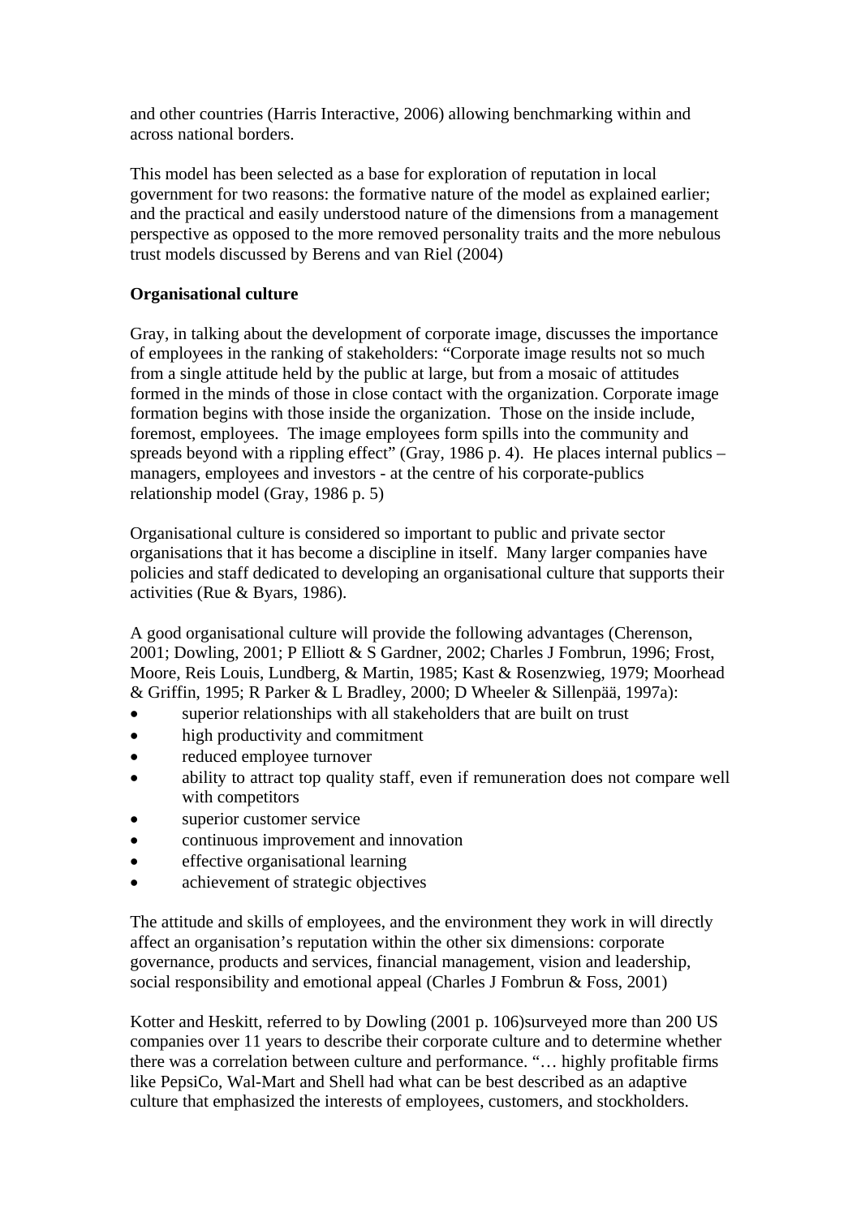and other countries (Harris Interactive, 2006) allowing benchmarking within and across national borders.

This model has been selected as a base for exploration of reputation in local government for two reasons: the formative nature of the model as explained earlier; and the practical and easily understood nature of the dimensions from a management perspective as opposed to the more removed personality traits and the more nebulous trust models discussed by Berens and van Riel (2004)

**Organisational culture**

Gray, in talking about the development of corporate image, discusses the importance of employees in the ranking of stakeholders: "Corporate image results not so much from a single attitude held by the public at large, but from a mosaic of attitudes formed in the minds of those in close contact with the organization. Corporate image formation begins with those inside the organization. Those on the inside include, foremost, employees. The image employees form spills into the community and spreads beyond with a rippling effect" (Gray, 1986 p. 4). He places internal publics – managers, employees and investors - at the centre of his corporate-publics relationship model (Gray, 1986 p. 5)

Organisational culture is considered so important to public and private sector organisations that it has become a discipline in itself. Many larger companies have policies and staff dedicated to developing an organisational culture that supports their activities (Rue & Byars, 1986).

A good organisational culture will provide the following advantages (Cherenson, 2001; Dowling, 2001; P Elliott & S Gardner, 2002; Charles J Fombrun, 1996; Frost, Moore, Reis Louis, Lundberg, & Martin, 1985; Kast & Rosenzweig, 1979; Moorhead & Griffin, 1995; R Parker & L Bradley, 2000; D Wheeler & Sillenpää, 1997a):

- superior relationships with all stakeholders that are built on trust
- high productivity and commitment
- reduced employee turnover
- ability to attract top quality staff, even if remuneration does not compare well with competitors
- superior customer service
- continuous improvement and innovation
- effective organisational learning
- achievement of strategic objectives

The attitude and skills of employees, and the environment they work in will directly affect an organisation's reputation within the other six dimensions: corporate governance, products and services, financial management, vision and leadership, social responsibility and emotional appeal (Charles J Fombrun & Foss, 2001)

Kotter and Heskitt, referred to by Dowling (2001 p. 106)surveyed more than 200 US companies over 11 years to describe their corporate culture and to determine whether there was a correlation between culture and performance. "… highly profitable firms like PepsiCo, Wal-Mart and Shell had what can be best described as an adaptive culture that emphasized the interests of employees, customers, and stockholders.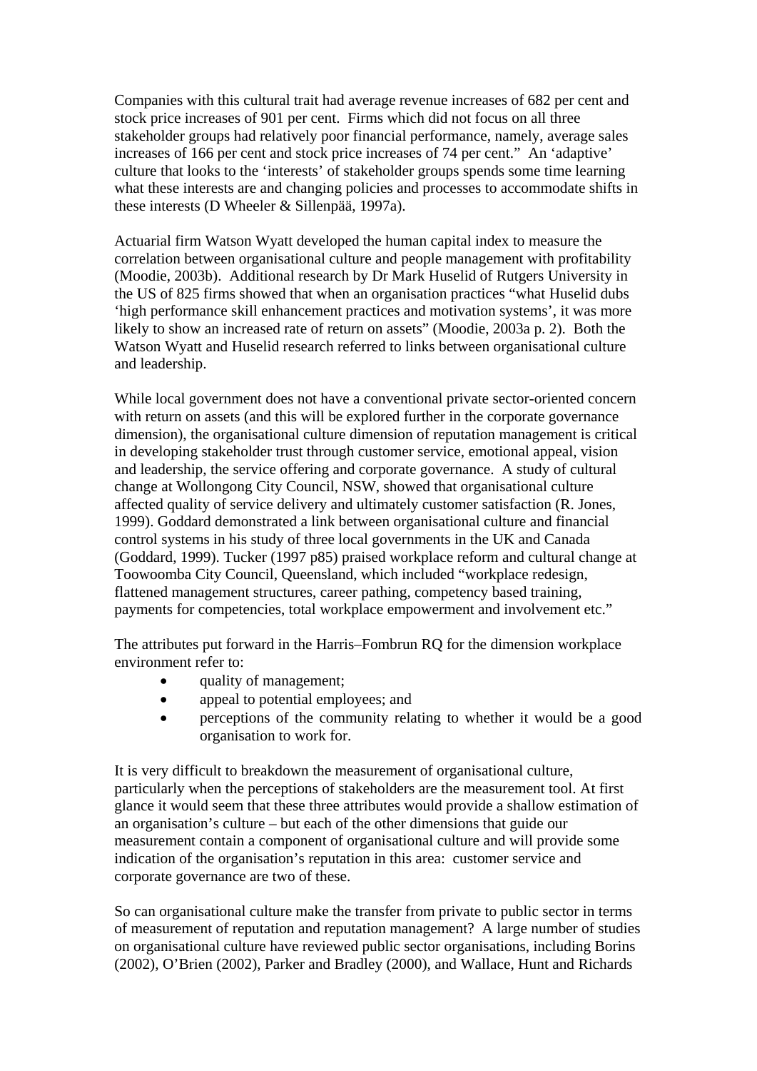Companies with this cultural trait had average revenue increases of 682 per cent and stock price increases of 901 per cent. Firms which did not focus on all three stakeholder groups had relatively poor financial performance, namely, average sales increases of 166 per cent and stock price increases of 74 per cent." An 'adaptive' culture that looks to the 'interests' of stakeholder groups spends some time learning what these interests are and changing policies and processes to accommodate shifts in these interests (D Wheeler & Sillenpää, 1997a).

Actuarial firm Watson Wyatt developed the human capital index to measure the correlation between organisational culture and people management with profitability (Moodie, 2003b). Additional research by Dr Mark Huselid of Rutgers University in the US of 825 firms showed that when an organisation practices "what Huselid dubs 'high performance skill enhancement practices and motivation systems', it was more likely to show an increased rate of return on assets" (Moodie, 2003a p. 2). Both the Watson Wyatt and Huselid research referred to links between organisational culture and leadership.

While local government does not have a conventional private sector-oriented concern with return on assets (and this will be explored further in the corporate governance dimension), the organisational culture dimension of reputation management is critical in developing stakeholder trust through customer service, emotional appeal, vision and leadership, the service offering and corporate governance. A study of cultural change at Wollongong City Council, NSW, showed that organisational culture affected quality of service delivery and ultimately customer satisfaction (R. Jones, 1999). Goddard demonstrated a link between organisational culture and financial control systems in his study of three local governments in the UK and Canada (Goddard, 1999). Tucker (1997 p85) praised workplace reform and cultural change at Toowoomba City Council, Queensland, which included "workplace redesign, flattened management structures, career pathing, competency based training, payments for competencies, total workplace empowerment and involvement etc."

The attributes put forward in the Harris–Fombrun RQ for the dimension workplace environment refer to:

- quality of management;
- appeal to potential employees; and
- perceptions of the community relating to whether it would be a good organisation to work for.

It is very difficult to breakdown the measurement of organisational culture, particularly when the perceptions of stakeholders are the measurement tool. At first glance it would seem that these three attributes would provide a shallow estimation of an organisation's culture – but each of the other dimensions that guide our measurement contain a component of organisational culture and will provide some indication of the organisation's reputation in this area: customer service and corporate governance are two of these.

So can organisational culture make the transfer from private to public sector in terms of measurement of reputation and reputation management? A large number of studies on organisational culture have reviewed public sector organisations, including Borins (2002), O'Brien (2002), Parker and Bradley (2000), and Wallace, Hunt and Richards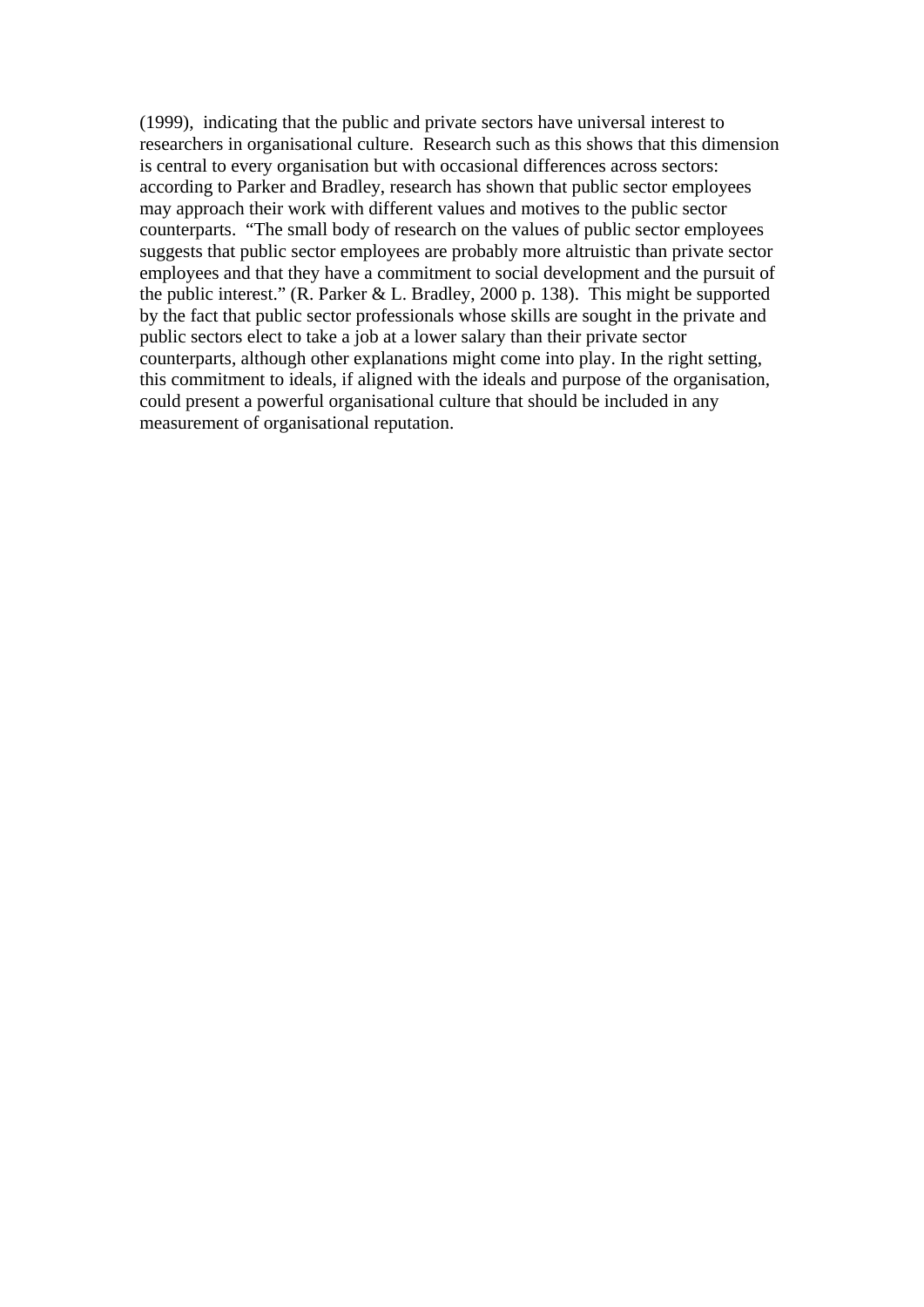(1999), indicating that the public and private sectors have universal interest to researchers in organisational culture. Research such as this shows that this dimension is central to every organisation but with occasional differences across sectors: according to Parker and Bradley, research has shown that public sector employees may approach their work with different values and motives to the public sector counterparts. "The small body of research on the values of public sector employees suggests that public sector employees are probably more altruistic than private sector employees and that they have a commitment to social development and the pursuit of the public interest." (R. Parker & L. Bradley, 2000 p. 138). This might be supported by the fact that public sector professionals whose skills are sought in the private and public sectors elect to take a job at a lower salary than their private sector counterparts, although other explanations might come into play. In the right setting, this commitment to ideals, if aligned with the ideals and purpose of the organisation, could present a powerful organisational culture that should be included in any measurement of organisational reputation.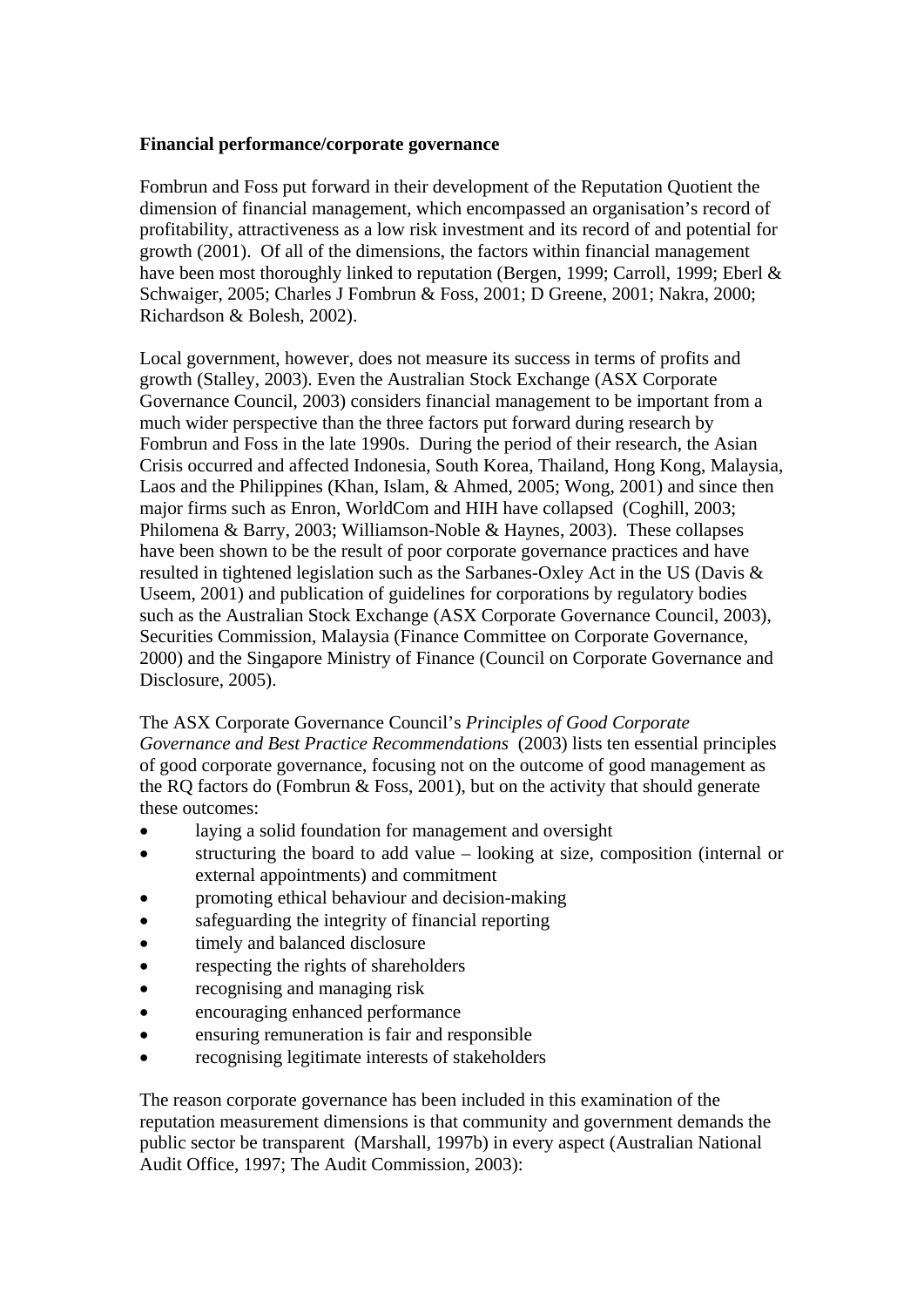**Financial performance/corporate governance**

Fombrun and Foss put forward in their development of the Reputation Quotient the dimension of financial management, which encompassed an organisation's record of profitability, attractiveness as a low risk investment and its record of and potential for growth (2001). Of all of the dimensions, the factors within financial management have been most thoroughly linked to reputation (Bergen, 1999; Carroll, 1999; Eberl & Schwaiger, 2005; Charles J Fombrun & Foss, 2001; D Greene, 2001; Nakra, 2000; Richardson & Bolesh, 2002).

Local government, however, does not measure its success in terms of profits and growth (Stalley, 2003). Even the Australian Stock Exchange (ASX Corporate Governance Council, 2003) considers financial management to be important from a much wider perspective than the three factors put forward during research by Fombrun and Foss in the late 1990s. During the period of their research, the Asian Crisis occurred and affected Indonesia, South Korea, Thailand, Hong Kong, Malaysia, Laos and the Philippines (Khan, Islam, & Ahmed, 2005; Wong, 2001) and since then major firms such as Enron, WorldCom and HIH have collapsed (Coghill, 2003; Philomena & Barry, 2003; Williamson-Noble & Haynes, 2003). These collapses have been shown to be the result of poor corporate governance practices and have resulted in tightened legislation such as the Sarbanes-Oxley Act in the US (Davis & Useem, 2001) and publication of guidelines for corporations by regulatory bodies such as the Australian Stock Exchange (ASX Corporate Governance Council, 2003), Securities Commission, Malaysia (Finance Committee on Corporate Governance, 2000) and the Singapore Ministry of Finance (Council on Corporate Governance and Disclosure, 2005).

The ASX Corporate Governance Council's *Principles of Good Corporate Governance and Best Practice Recommendations* (2003) lists ten essential principles of good corporate governance, focusing not on the outcome of good management as the RQ factors do (Fombrun & Foss, 2001), but on the activity that should generate these outcomes:

- laying a solid foundation for management and oversight
- structuring the board to add value – looking at size, composition (internal or external appointments) and commitment
- promoting ethical behaviour and decision-making
- safeguarding the integrity of financial reporting
- timely and balanced disclosure
- respecting the rights of shareholders
- recognising and managing risk
- encouraging enhanced performance
- ensuring remuneration is fair and responsible
- recognising legitimate interests of stakeholders

The reason corporate governance has been included in this examination of the reputation measurement dimensions is that community and government demands the public sector be transparent (Marshall, 1997b) in every aspect (Australian National Audit Office, 1997; The Audit Commission, 2003):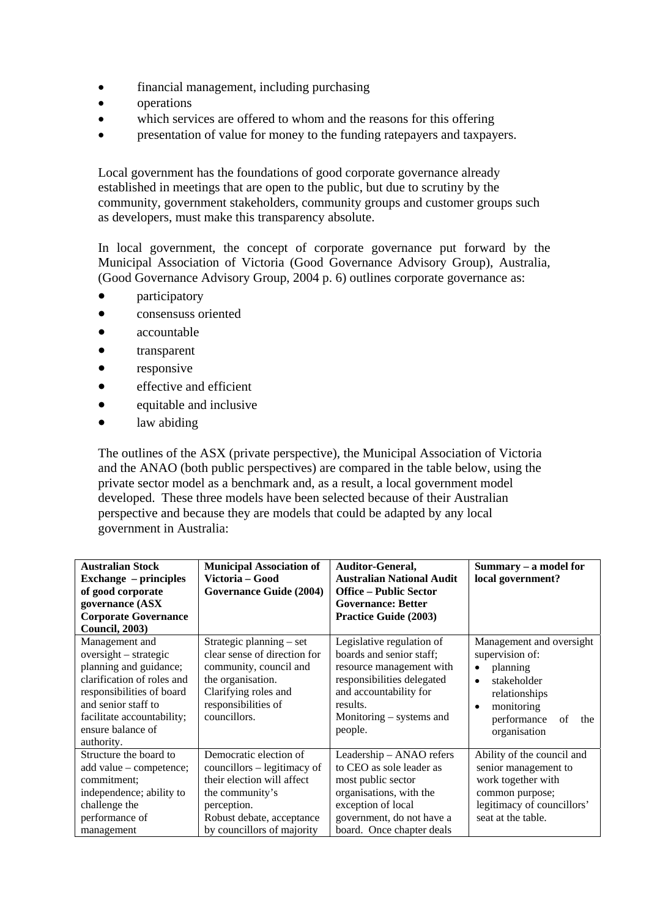- financial management, including purchasing
- operations
- which services are offered to whom and the reasons for this offering
- presentation of value for money to the funding ratepayers and taxpayers.

Local government has the foundations of good corporate governance already established in meetings that are open to the public, but due to scrutiny by the community, government stakeholders, community groups and customer groups such as developers, must make this transparency absolute.

In local government, the concept of corporate governance put forward by the Municipal Association of Victoria (Good Governance Advisory Group), Australia, (Good Governance Advisory Group, 2004 p. 6) outlines corporate governance as:

- participatory
- consensuss oriented
- accountable
- transparent
- responsive
- effective and efficient
- equitable and inclusive
- law abiding

The outlines of the ASX (private perspective), the Municipal Association of Victoria and the ANAO (both public perspectives) are compared in the table below, using the private sector model as a benchmark and, as a result, a local government model developed. These three models have been selected because of their Australian perspective and because they are models that could be adapted by any local government in Australia:

| **Australian Stock Exchange – principles of good corporate governance (ASX Corporate Governance Council, 2003)** | **Municipal Association of Victoria – Good Governance Guide (2004)** | **Auditor-General, Australian National Audit Office – Public Sector Governance: Better Practice Guide (2003)** | **Summary – a model for local government?** |
|---|---|---|---|
| Management and oversight – strategic planning and guidance; clarification of roles and responsibilities of board and senior staff to facilitate accountability; ensure balance of authority. | Strategic planning – set clear sense of direction for community, council and the organisation. Clarifying roles and responsibilities of councillors. | Legislative regulation of boards and senior staff; resource management with responsibilities delegated and accountability for results. Monitoring – systems and people. | Management and oversight supervision of: • planning • stakeholder relationships • monitoring performance of the organisation |
| Structure the board to add value – competence; commitment; independence; ability to challenge the performance of management | Democratic election of councillors – legitimacy of their election will affect the community's perception. Robust debate, acceptance by councillors of majority | Leadership – ANAO refers to CEO as sole leader as most public sector organisations, with the exception of local government, do not have a board. Once chapter deals | Ability of the council and senior management to work together with common purpose; legitimacy of councillors' seat at the table. |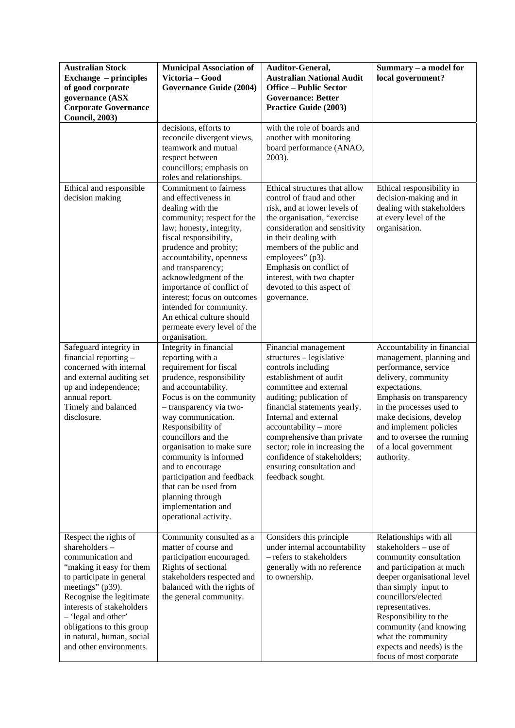| Australian Stock Exchange – principles of good corporate governance (ASX Corporate Governance Council, 2003) | Municipal Association of Victoria – Good Governance Guide (2004) | Auditor-General, Australian National Audit Office – Public Sector Governance: Better Practice Guide (2003) | Summary – a model for local government? |
|---|---|---|---|
| | decisions, efforts to reconcile divergent views, teamwork and mutual respect between councillors; emphasis on roles and relationships. | with the role of boards and another with monitoring board performance (ANAO, 2003). | |
| Ethical and responsible decision making | Commitment to fairness and effectiveness in dealing with the community; respect for the law; honesty, integrity, fiscal responsibility, prudence and probity; accountability, openness and transparency; acknowledgment of the importance of conflict of interest; focus on outcomes intended for community. An ethical culture should permeate every level of the organisation. | Ethical structures that allow control of fraud and other risk, and at lower levels of the organisation, "exercise consideration and sensitivity in their dealing with members of the public and employees" (p3). Emphasis on conflict of interest, with two chapter devoted to this aspect of governance. | Ethical responsibility in decision-making and in dealing with stakeholders at every level of the organisation. |
| Safeguard integrity in financial reporting – concerned with internal and external auditing set up and independence; annual report. Timely and balanced disclosure. | Integrity in financial reporting with a requirement for fiscal prudence, responsibility and accountability. Focus is on the community – transparency via two-way communication. Responsibility of councillors and the organisation to make sure community is informed and to encourage participation and feedback that can be used from planning through implementation and operational activity. | Financial management structures – legislative controls including establishment of audit committee and external auditing; publication of financial statements yearly. Internal and external accountability – more comprehensive than private sector; role in increasing the confidence of stakeholders; ensuring consultation and feedback sought. | Accountability in financial management, planning and performance, service delivery, community expectations. Emphasis on transparency in the processes used to make decisions, develop and implement policies and to oversee the running of a local government authority. |
| Respect the rights of shareholders – communication and "making it easy for them to participate in general meetings" (p39). Recognise the legitimate interests of stakeholders – 'legal and other' obligations to this group in natural, human, social and other environments. | Community consulted as a matter of course and participation encouraged. Rights of sectional stakeholders respected and balanced with the rights of the general community. | Considers this principle under internal accountability – refers to stakeholders generally with no reference to ownership. | Relationships with all stakeholders – use of community consultation and participation at much deeper organisational level than simply input to councillors/elected representatives. Responsibility to the community (and knowing what the community expects and needs) is the focus of most corporate |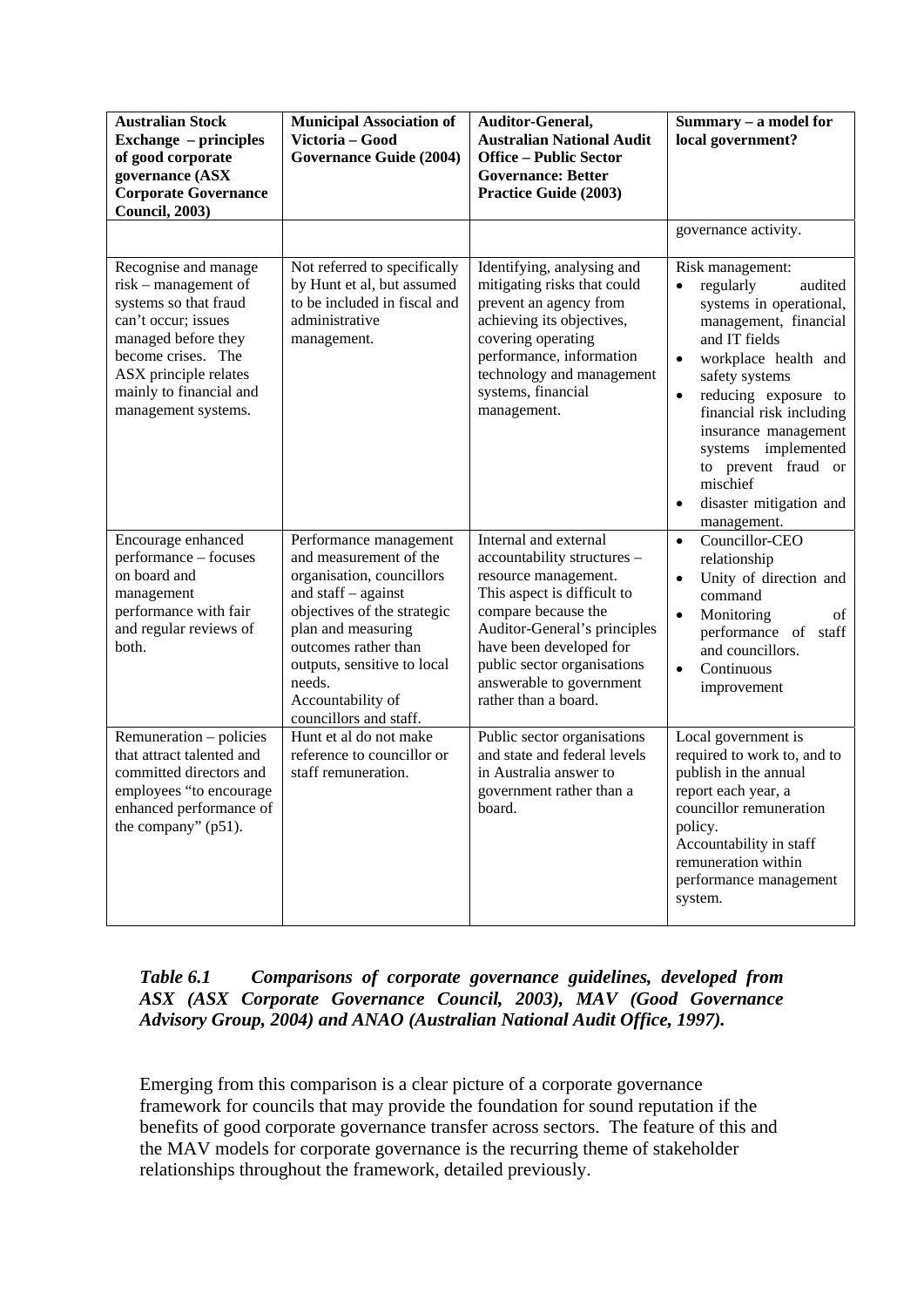| **Australian Stock Exchange – principles of good corporate governance (ASX Corporate Governance Council, 2003)** | **Municipal Association of Victoria – Good Governance Guide (2004)** | **Auditor-General, Australian National Audit Office – Public Sector Governance: Better Practice Guide (2003)** | **Summary – a model for local government?** |
|---|---|---|---|
| | | | governance activity. |
| Recognise and manage risk – management of systems so that fraud can't occur; issues managed before they become crises. The ASX principle relates mainly to financial and management systems. | Not referred to specifically by Hunt et al, but assumed to be included in fiscal and administrative management. | Identifying, analysing and mitigating risks that could prevent an agency from achieving its objectives, covering operating performance, information technology and management systems, financial management. | Risk management:<br>• regularly audited systems in operational, management, financial and IT fields<br>• workplace health and safety systems<br>• reducing exposure to financial risk including insurance management systems implemented to prevent fraud or mischief<br>• disaster mitigation and management. |
| Encourage enhanced performance – focuses on board and management performance with fair and regular reviews of both. | Performance management and measurement of the organisation, councillors and staff – against objectives of the strategic plan and measuring outcomes rather than outputs, sensitive to local needs.<br>Accountability of councillors and staff. | Internal and external accountability structures – resource management. This aspect is difficult to compare because the Auditor-General's principles have been developed for public sector organisations answerable to government rather than a board. | • Councillor-CEO relationship<br>• Unity of direction and command<br>• Monitoring of performance of staff and councillors.<br>• Continuous improvement |
| Remuneration – policies that attract talented and committed directors and employees "to encourage enhanced performance of the company" (p51). | Hunt et al do not make reference to councillor or staff remuneration. | Public sector organisations and state and federal levels in Australia answer to government rather than a board. | Local government is required to work to, and to publish in the annual report each year, a councillor remuneration policy.<br>Accountability in staff remuneration within performance management system. |

***Table 6.1 Comparisons of corporate governance guidelines, developed from ASX (ASX Corporate Governance Council, 2003), MAV (Good Governance Advisory Group, 2004) and ANAO (Australian National Audit Office, 1997).***

Emerging from this comparison is a clear picture of a corporate governance framework for councils that may provide the foundation for sound reputation if the benefits of good corporate governance transfer across sectors. The feature of this and the MAV models for corporate governance is the recurring theme of stakeholder relationships throughout the framework, detailed previously.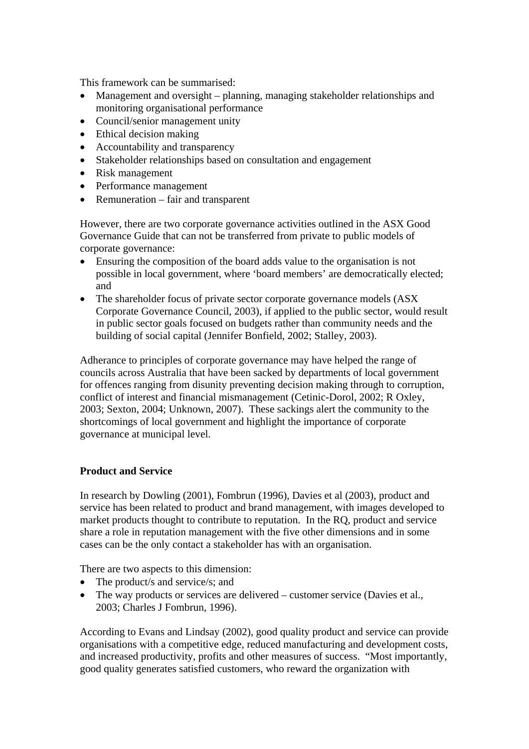This framework can be summarised:

- Management and oversight – planning, managing stakeholder relationships and monitoring organisational performance
- Council/senior management unity
- Ethical decision making
- Accountability and transparency
- Stakeholder relationships based on consultation and engagement
- Risk management
- Performance management
- Remuneration – fair and transparent

However, there are two corporate governance activities outlined in the ASX Good Governance Guide that can not be transferred from private to public models of corporate governance:

- Ensuring the composition of the board adds value to the organisation is not possible in local government, where 'board members' are democratically elected; and
- The shareholder focus of private sector corporate governance models (ASX Corporate Governance Council, 2003), if applied to the public sector, would result in public sector goals focused on budgets rather than community needs and the building of social capital (Jennifer Bonfield, 2002; Stalley, 2003).

Adherance to principles of corporate governance may have helped the range of councils across Australia that have been sacked by departments of local government for offences ranging from disunity preventing decision making through to corruption, conflict of interest and financial mismanagement (Cetinic-Dorol, 2002; R Oxley, 2003; Sexton, 2004; Unknown, 2007). These sackings alert the community to the shortcomings of local government and highlight the importance of corporate governance at municipal level.

**Product and Service**

In research by Dowling (2001), Fombrun (1996), Davies et al (2003), product and service has been related to product and brand management, with images developed to market products thought to contribute to reputation. In the RQ, product and service share a role in reputation management with the five other dimensions and in some cases can be the only contact a stakeholder has with an organisation.

There are two aspects to this dimension:

- The product/s and service/s; and
- The way products or services are delivered – customer service (Davies et al., 2003; Charles J Fombrun, 1996).

According to Evans and Lindsay (2002), good quality product and service can provide organisations with a competitive edge, reduced manufacturing and development costs, and increased productivity, profits and other measures of success. "Most importantly, good quality generates satisfied customers, who reward the organization with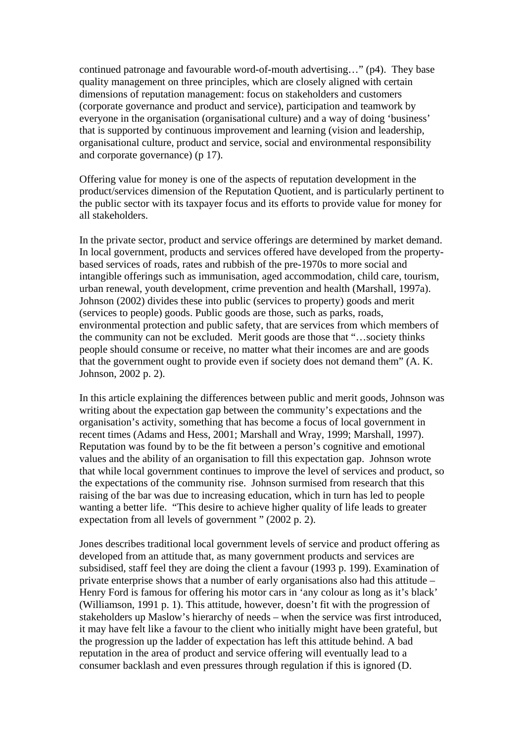continued patronage and favourable word-of-mouth advertising…" (p4). They base quality management on three principles, which are closely aligned with certain dimensions of reputation management: focus on stakeholders and customers (corporate governance and product and service), participation and teamwork by everyone in the organisation (organisational culture) and a way of doing 'business' that is supported by continuous improvement and learning (vision and leadership, organisational culture, product and service, social and environmental responsibility and corporate governance) (p 17).

Offering value for money is one of the aspects of reputation development in the product/services dimension of the Reputation Quotient, and is particularly pertinent to the public sector with its taxpayer focus and its efforts to provide value for money for all stakeholders.

In the private sector, product and service offerings are determined by market demand. In local government, products and services offered have developed from the property-based services of roads, rates and rubbish of the pre-1970s to more social and intangible offerings such as immunisation, aged accommodation, child care, tourism, urban renewal, youth development, crime prevention and health (Marshall, 1997a). Johnson (2002) divides these into public (services to property) goods and merit (services to people) goods. Public goods are those, such as parks, roads, environmental protection and public safety, that are services from which members of the community can not be excluded. Merit goods are those that "…society thinks people should consume or receive, no matter what their incomes are and are goods that the government ought to provide even if society does not demand them" (A. K. Johnson, 2002 p. 2).

In this article explaining the differences between public and merit goods, Johnson was writing about the expectation gap between the community's expectations and the organisation's activity, something that has become a focus of local government in recent times (Adams and Hess, 2001; Marshall and Wray, 1999; Marshall, 1997). Reputation was found by to be the fit between a person's cognitive and emotional values and the ability of an organisation to fill this expectation gap. Johnson wrote that while local government continues to improve the level of services and product, so the expectations of the community rise. Johnson surmised from research that this raising of the bar was due to increasing education, which in turn has led to people wanting a better life. "This desire to achieve higher quality of life leads to greater expectation from all levels of government " (2002 p. 2).

Jones describes traditional local government levels of service and product offering as developed from an attitude that, as many government products and services are subsidised, staff feel they are doing the client a favour (1993 p. 199). Examination of private enterprise shows that a number of early organisations also had this attitude – Henry Ford is famous for offering his motor cars in 'any colour as long as it's black' (Williamson, 1991 p. 1). This attitude, however, doesn't fit with the progression of stakeholders up Maslow's hierarchy of needs – when the service was first introduced, it may have felt like a favour to the client who initially might have been grateful, but the progression up the ladder of expectation has left this attitude behind. A bad reputation in the area of product and service offering will eventually lead to a consumer backlash and even pressures through regulation if this is ignored (D.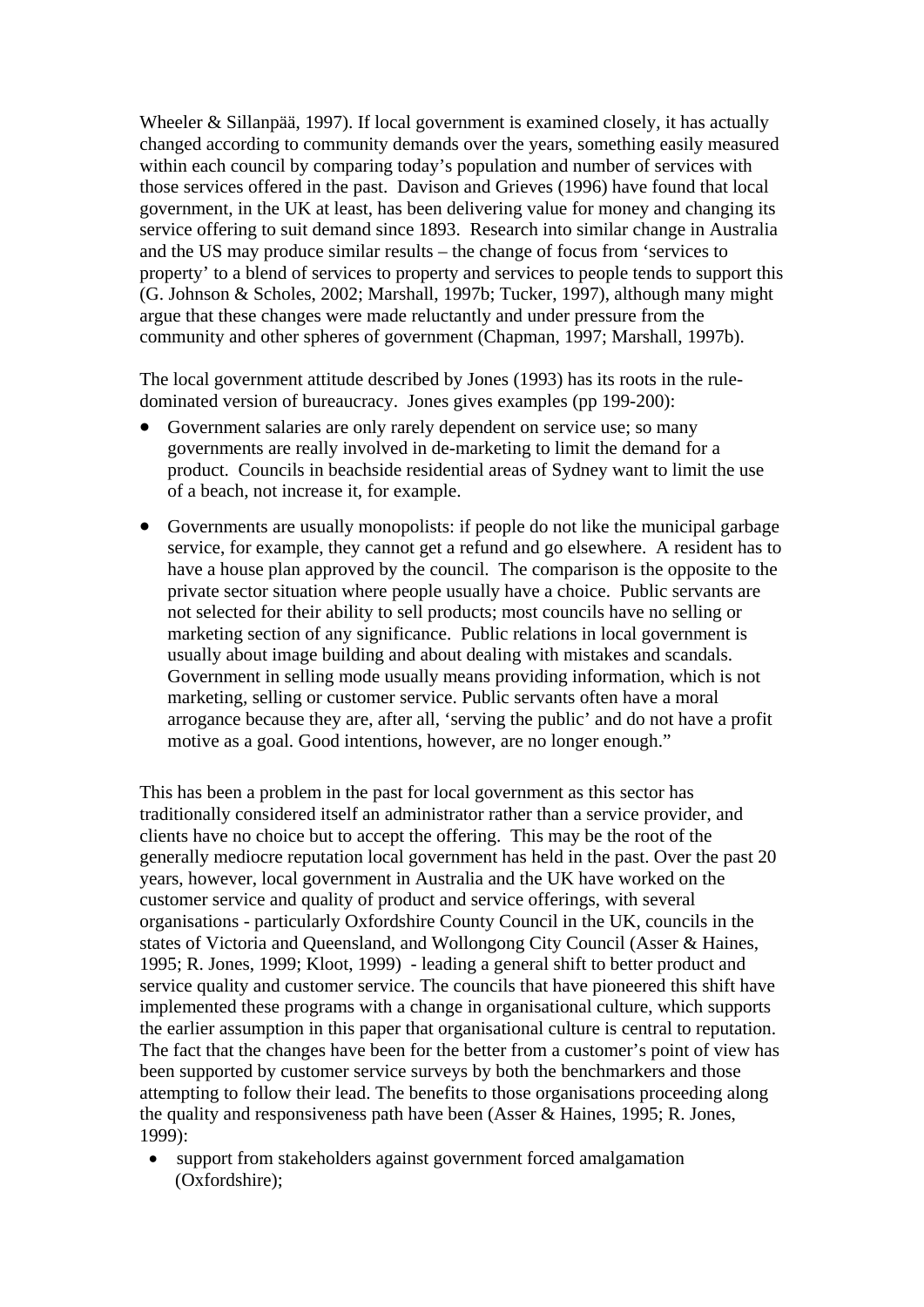Wheeler & Sillanpää, 1997). If local government is examined closely, it has actually changed according to community demands over the years, something easily measured within each council by comparing today's population and number of services with those services offered in the past. Davison and Grieves (1996) have found that local government, in the UK at least, has been delivering value for money and changing its service offering to suit demand since 1893. Research into similar change in Australia and the US may produce similar results – the change of focus from 'services to property' to a blend of services to property and services to people tends to support this (G. Johnson & Scholes, 2002; Marshall, 1997b; Tucker, 1997), although many might argue that these changes were made reluctantly and under pressure from the community and other spheres of government (Chapman, 1997; Marshall, 1997b).

The local government attitude described by Jones (1993) has its roots in the rule-dominated version of bureaucracy. Jones gives examples (pp 199-200):

- Government salaries are only rarely dependent on service use; so many governments are really involved in de-marketing to limit the demand for a product. Councils in beachside residential areas of Sydney want to limit the use of a beach, not increase it, for example.
- Governments are usually monopolists: if people do not like the municipal garbage service, for example, they cannot get a refund and go elsewhere. A resident has to have a house plan approved by the council. The comparison is the opposite to the private sector situation where people usually have a choice. Public servants are not selected for their ability to sell products; most councils have no selling or marketing section of any significance. Public relations in local government is usually about image building and about dealing with mistakes and scandals. Government in selling mode usually means providing information, which is not marketing, selling or customer service. Public servants often have a moral arrogance because they are, after all, 'serving the public' and do not have a profit motive as a goal. Good intentions, however, are no longer enough."

This has been a problem in the past for local government as this sector has traditionally considered itself an administrator rather than a service provider, and clients have no choice but to accept the offering. This may be the root of the generally mediocre reputation local government has held in the past. Over the past 20 years, however, local government in Australia and the UK have worked on the customer service and quality of product and service offerings, with several organisations - particularly Oxfordshire County Council in the UK, councils in the states of Victoria and Queensland, and Wollongong City Council (Asser & Haines, 1995; R. Jones, 1999; Kloot, 1999) - leading a general shift to better product and service quality and customer service. The councils that have pioneered this shift have implemented these programs with a change in organisational culture, which supports the earlier assumption in this paper that organisational culture is central to reputation. The fact that the changes have been for the better from a customer's point of view has been supported by customer service surveys by both the benchmarkers and those attempting to follow their lead. The benefits to those organisations proceeding along the quality and responsiveness path have been (Asser & Haines, 1995; R. Jones, 1999):

- support from stakeholders against government forced amalgamation (Oxfordshire);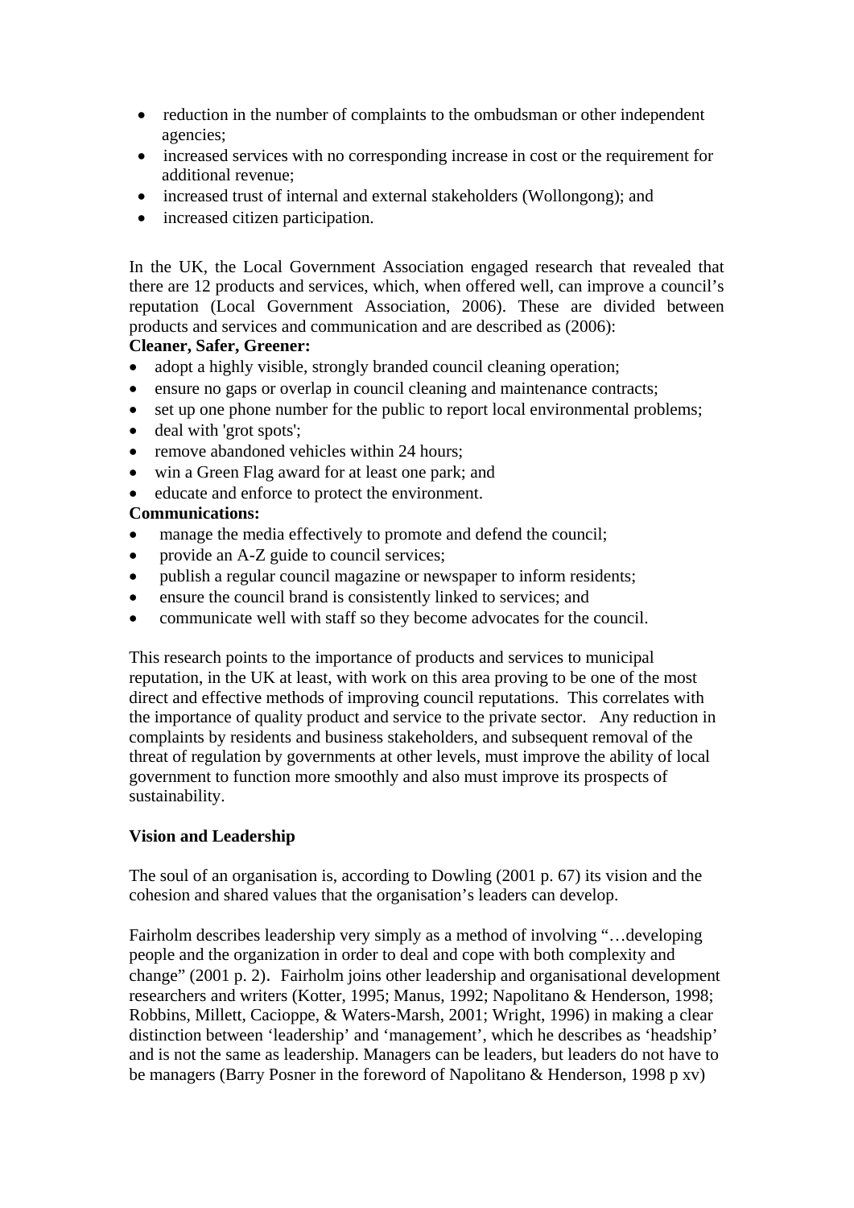- reduction in the number of complaints to the ombudsman or other independent agencies;
- increased services with no corresponding increase in cost or the requirement for additional revenue;
- increased trust of internal and external stakeholders (Wollongong); and
- increased citizen participation.

In the UK, the Local Government Association engaged research that revealed that there are 12 products and services, which, when offered well, can improve a council's reputation (Local Government Association, 2006). These are divided between products and services and communication and are described as (2006):

**Cleaner, Safer, Greener:**

- adopt a highly visible, strongly branded council cleaning operation;
- ensure no gaps or overlap in council cleaning and maintenance contracts;
- set up one phone number for the public to report local environmental problems;
- deal with 'grot spots';
- remove abandoned vehicles within 24 hours;
- win a Green Flag award for at least one park; and
- educate and enforce to protect the environment.

**Communications:**

- manage the media effectively to promote and defend the council;
- provide an A-Z guide to council services;
- publish a regular council magazine or newspaper to inform residents;
- ensure the council brand is consistently linked to services; and
- communicate well with staff so they become advocates for the council.

This research points to the importance of products and services to municipal reputation, in the UK at least, with work on this area proving to be one of the most direct and effective methods of improving council reputations. This correlates with the importance of quality product and service to the private sector. Any reduction in complaints by residents and business stakeholders, and subsequent removal of the threat of regulation by governments at other levels, must improve the ability of local government to function more smoothly and also must improve its prospects of sustainability.

**Vision and Leadership**

The soul of an organisation is, according to Dowling (2001 p. 67) its vision and the cohesion and shared values that the organisation's leaders can develop.

Fairholm describes leadership very simply as a method of involving "…developing people and the organization in order to deal and cope with both complexity and change" (2001 p. 2). Fairholm joins other leadership and organisational development researchers and writers (Kotter, 1995; Manus, 1992; Napolitano & Henderson, 1998; Robbins, Millett, Cacioppe, & Waters-Marsh, 2001; Wright, 1996) in making a clear distinction between 'leadership' and 'management', which he describes as 'headship' and is not the same as leadership. Managers can be leaders, but leaders do not have to be managers (Barry Posner in the foreword of Napolitano & Henderson, 1998 p xv)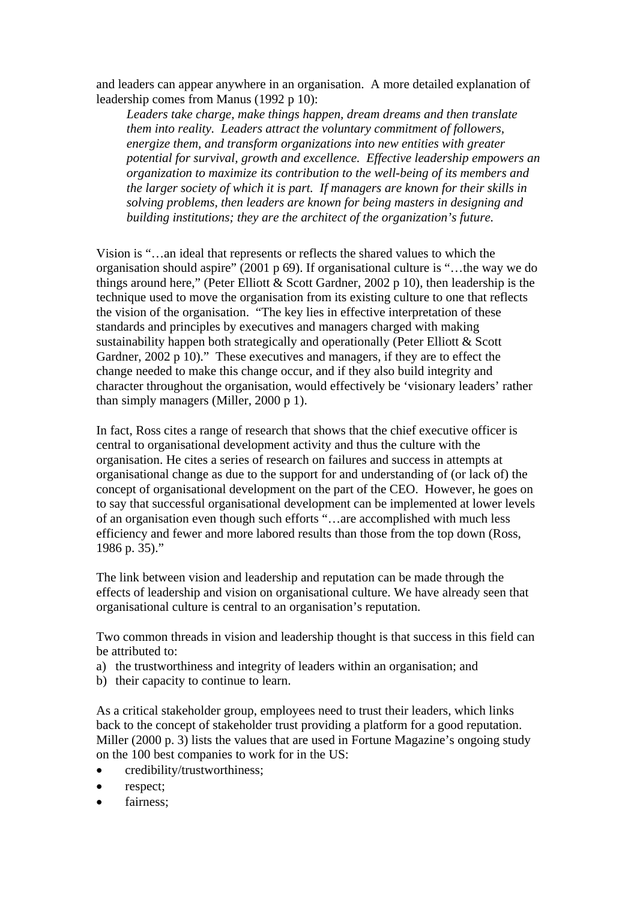and leaders can appear anywhere in an organisation.  A more detailed explanation of leadership comes from Manus (1992 p 10):

> *Leaders take charge, make things happen, dream dreams and then translate them into reality.  Leaders attract the voluntary commitment of followers, energize them, and transform organizations into new entities with greater potential for survival, growth and excellence.  Effective leadership empowers an organization to maximize its contribution to the well-being of its members and the larger society of which it is part.  If managers are known for their skills in solving problems, then leaders are known for being masters in designing and building institutions; they are the architect of the organization's future.*

Vision is "…an ideal that represents or reflects the shared values to which the organisation should aspire" (2001 p 69). If organisational culture is "…the way we do things around here," (Peter Elliott & Scott Gardner, 2002 p 10), then leadership is the technique used to move the organisation from its existing culture to one that reflects the vision of the organisation.  "The key lies in effective interpretation of these standards and principles by executives and managers charged with making sustainability happen both strategically and operationally (Peter Elliott & Scott Gardner, 2002 p 10)."  These executives and managers, if they are to effect the change needed to make this change occur, and if they also build integrity and character throughout the organisation, would effectively be 'visionary leaders' rather than simply managers (Miller, 2000 p 1).

In fact, Ross cites a range of research that shows that the chief executive officer is central to organisational development activity and thus the culture with the organisation. He cites a series of research on failures and success in attempts at organisational change as due to the support for and understanding of (or lack of) the concept of organisational development on the part of the CEO.  However, he goes on to say that successful organisational development can be implemented at lower levels of an organisation even though such efforts "…are accomplished with much less efficiency and fewer and more labored results than those from the top down (Ross, 1986 p. 35)."

The link between vision and leadership and reputation can be made through the effects of leadership and vision on organisational culture. We have already seen that organisational culture is central to an organisation's reputation.

Two common threads in vision and leadership thought is that success in this field can be attributed to:

a) the trustworthiness and integrity of leaders within an organisation; and
b) their capacity to continue to learn.

As a critical stakeholder group, employees need to trust their leaders, which links back to the concept of stakeholder trust providing a platform for a good reputation. Miller (2000 p. 3) lists the values that are used in Fortune Magazine's ongoing study on the 100 best companies to work for in the US:

- credibility/trustworthiness;
- respect;
- fairness;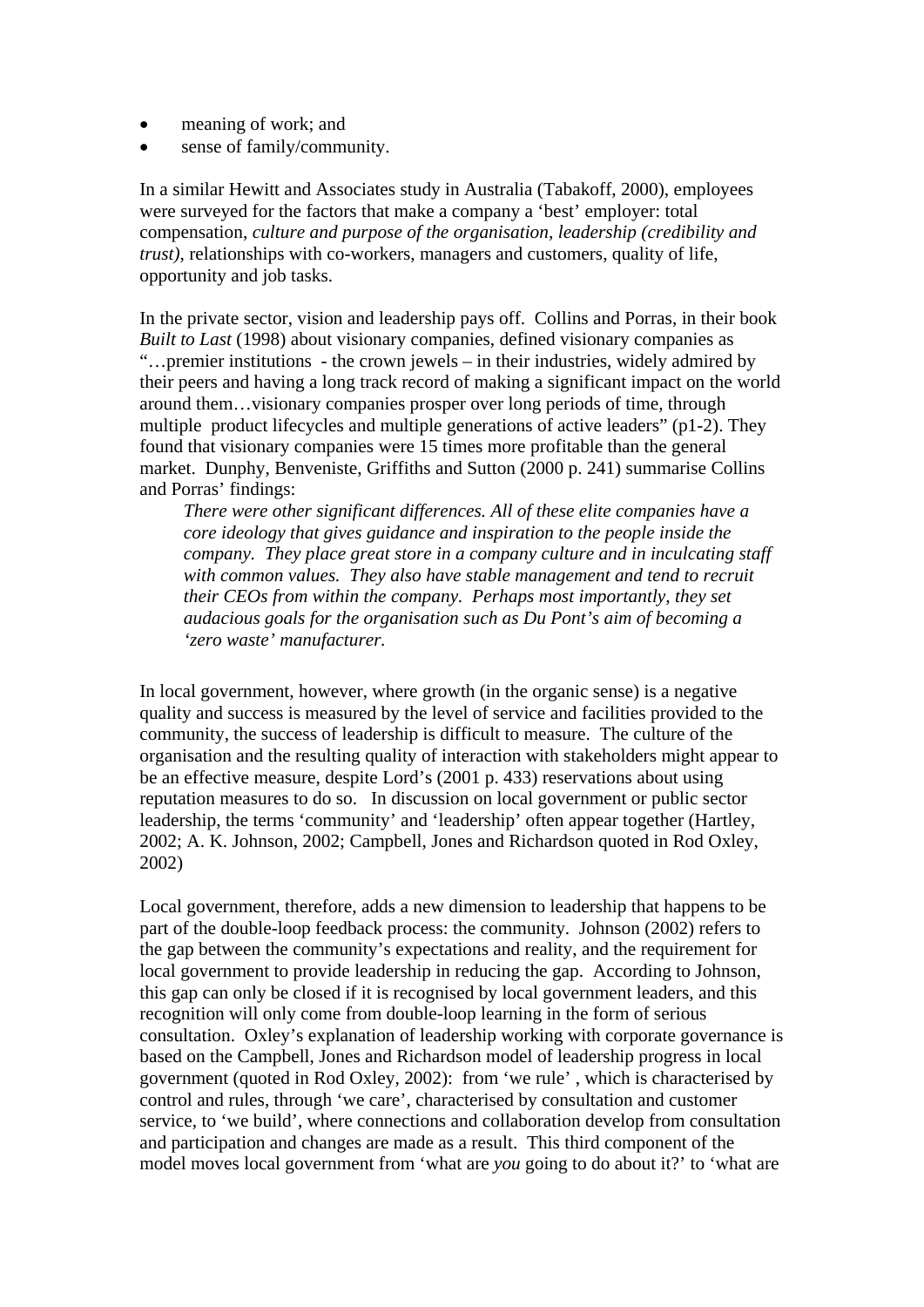- meaning of work; and
- sense of family/community.

In a similar Hewitt and Associates study in Australia (Tabakoff, 2000), employees were surveyed for the factors that make a company a 'best' employer: total compensation, *culture and purpose of the organisation, leadership (credibility and trust)*, relationships with co-workers, managers and customers, quality of life, opportunity and job tasks.

In the private sector, vision and leadership pays off. Collins and Porras, in their book *Built to Last* (1998) about visionary companies, defined visionary companies as "…premier institutions - the crown jewels – in their industries, widely admired by their peers and having a long track record of making a significant impact on the world around them…visionary companies prosper over long periods of time, through multiple product lifecycles and multiple generations of active leaders" (p1-2). They found that visionary companies were 15 times more profitable than the general market. Dunphy, Benveniste, Griffiths and Sutton (2000 p. 241) summarise Collins and Porras' findings:

> *There were other significant differences. All of these elite companies have a core ideology that gives guidance and inspiration to the people inside the company. They place great store in a company culture and in inculcating staff with common values. They also have stable management and tend to recruit their CEOs from within the company. Perhaps most importantly, they set audacious goals for the organisation such as Du Pont's aim of becoming a 'zero waste' manufacturer.*

In local government, however, where growth (in the organic sense) is a negative quality and success is measured by the level of service and facilities provided to the community, the success of leadership is difficult to measure. The culture of the organisation and the resulting quality of interaction with stakeholders might appear to be an effective measure, despite Lord's (2001 p. 433) reservations about using reputation measures to do so. In discussion on local government or public sector leadership, the terms 'community' and 'leadership' often appear together (Hartley, 2002; A. K. Johnson, 2002; Campbell, Jones and Richardson quoted in Rod Oxley, 2002)

Local government, therefore, adds a new dimension to leadership that happens to be part of the double-loop feedback process: the community. Johnson (2002) refers to the gap between the community's expectations and reality, and the requirement for local government to provide leadership in reducing the gap. According to Johnson, this gap can only be closed if it is recognised by local government leaders, and this recognition will only come from double-loop learning in the form of serious consultation. Oxley's explanation of leadership working with corporate governance is based on the Campbell, Jones and Richardson model of leadership progress in local government (quoted in Rod Oxley, 2002): from 'we rule' , which is characterised by control and rules, through 'we care', characterised by consultation and customer service, to 'we build', where connections and collaboration develop from consultation and participation and changes are made as a result. This third component of the model moves local government from 'what are *you* going to do about it?' to 'what are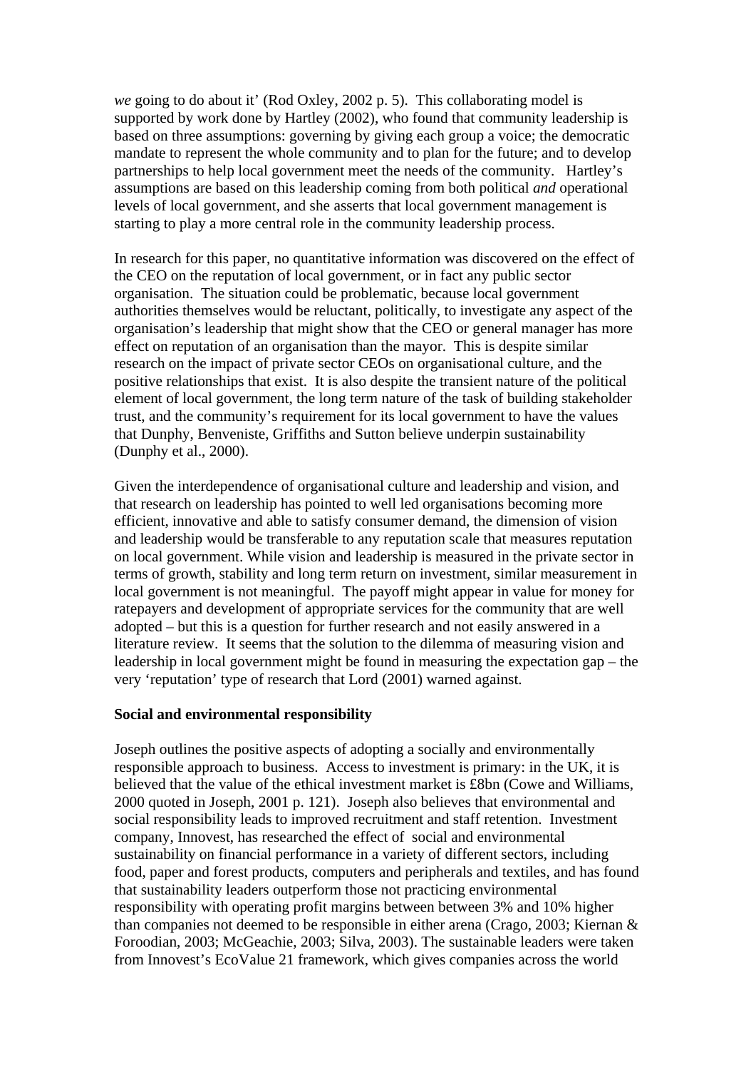*we* going to do about it' (Rod Oxley, 2002 p. 5). This collaborating model is supported by work done by Hartley (2002), who found that community leadership is based on three assumptions: governing by giving each group a voice; the democratic mandate to represent the whole community and to plan for the future; and to develop partnerships to help local government meet the needs of the community. Hartley's assumptions are based on this leadership coming from both political *and* operational levels of local government, and she asserts that local government management is starting to play a more central role in the community leadership process.

In research for this paper, no quantitative information was discovered on the effect of the CEO on the reputation of local government, or in fact any public sector organisation. The situation could be problematic, because local government authorities themselves would be reluctant, politically, to investigate any aspect of the organisation's leadership that might show that the CEO or general manager has more effect on reputation of an organisation than the mayor. This is despite similar research on the impact of private sector CEOs on organisational culture, and the positive relationships that exist. It is also despite the transient nature of the political element of local government, the long term nature of the task of building stakeholder trust, and the community's requirement for its local government to have the values that Dunphy, Benveniste, Griffiths and Sutton believe underpin sustainability (Dunphy et al., 2000).

Given the interdependence of organisational culture and leadership and vision, and that research on leadership has pointed to well led organisations becoming more efficient, innovative and able to satisfy consumer demand, the dimension of vision and leadership would be transferable to any reputation scale that measures reputation on local government. While vision and leadership is measured in the private sector in terms of growth, stability and long term return on investment, similar measurement in local government is not meaningful. The payoff might appear in value for money for ratepayers and development of appropriate services for the community that are well adopted – but this is a question for further research and not easily answered in a literature review. It seems that the solution to the dilemma of measuring vision and leadership in local government might be found in measuring the expectation gap – the very 'reputation' type of research that Lord (2001) warned against.

**Social and environmental responsibility**

Joseph outlines the positive aspects of adopting a socially and environmentally responsible approach to business. Access to investment is primary: in the UK, it is believed that the value of the ethical investment market is £8bn (Cowe and Williams, 2000 quoted in Joseph, 2001 p. 121). Joseph also believes that environmental and social responsibility leads to improved recruitment and staff retention. Investment company, Innovest, has researched the effect of social and environmental sustainability on financial performance in a variety of different sectors, including food, paper and forest products, computers and peripherals and textiles, and has found that sustainability leaders outperform those not practicing environmental responsibility with operating profit margins between between 3% and 10% higher than companies not deemed to be responsible in either arena (Crago, 2003; Kiernan & Foroodian, 2003; McGeachie, 2003; Silva, 2003). The sustainable leaders were taken from Innovest's EcoValue 21 framework, which gives companies across the world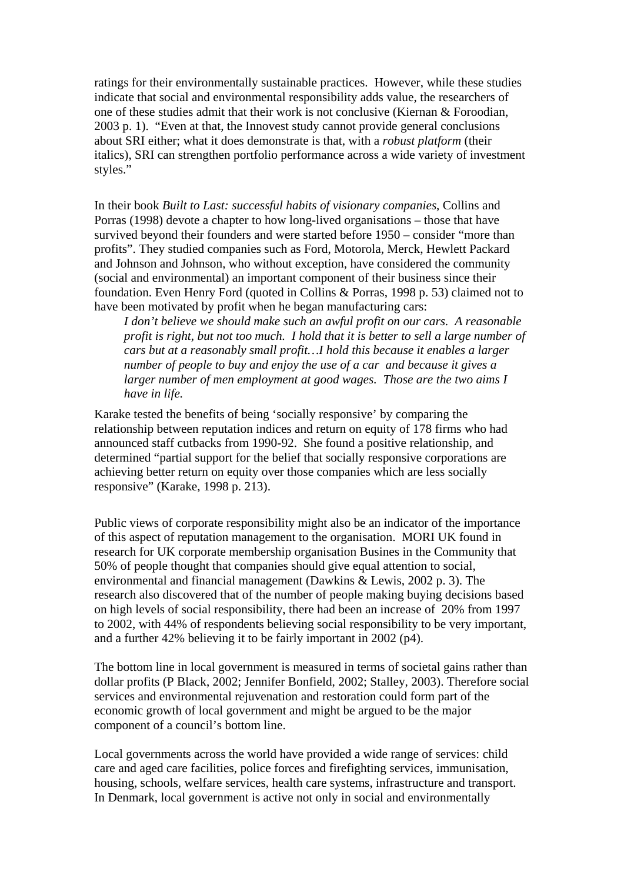ratings for their environmentally sustainable practices. However, while these studies indicate that social and environmental responsibility adds value, the researchers of one of these studies admit that their work is not conclusive (Kiernan & Foroodian, 2003 p. 1). "Even at that, the Innovest study cannot provide general conclusions about SRI either; what it does demonstrate is that, with a *robust platform* (their italics), SRI can strengthen portfolio performance across a wide variety of investment styles."

In their book *Built to Last: successful habits of visionary companies*, Collins and Porras (1998) devote a chapter to how long-lived organisations – those that have survived beyond their founders and were started before 1950 – consider "more than profits". They studied companies such as Ford, Motorola, Merck, Hewlett Packard and Johnson and Johnson, who without exception, have considered the community (social and environmental) an important component of their business since their foundation. Even Henry Ford (quoted in Collins & Porras, 1998 p. 53) claimed not to have been motivated by profit when he began manufacturing cars:

> *I don't believe we should make such an awful profit on our cars. A reasonable profit is right, but not too much. I hold that it is better to sell a large number of cars but at a reasonably small profit…I hold this because it enables a larger number of people to buy and enjoy the use of a car and because it gives a larger number of men employment at good wages. Those are the two aims I have in life.*

Karake tested the benefits of being 'socially responsive' by comparing the relationship between reputation indices and return on equity of 178 firms who had announced staff cutbacks from 1990-92. She found a positive relationship, and determined "partial support for the belief that socially responsive corporations are achieving better return on equity over those companies which are less socially responsive" (Karake, 1998 p. 213).

Public views of corporate responsibility might also be an indicator of the importance of this aspect of reputation management to the organisation. MORI UK found in research for UK corporate membership organisation Busines in the Community that 50% of people thought that companies should give equal attention to social, environmental and financial management (Dawkins & Lewis, 2002 p. 3). The research also discovered that of the number of people making buying decisions based on high levels of social responsibility, there had been an increase of 20% from 1997 to 2002, with 44% of respondents believing social responsibility to be very important, and a further 42% believing it to be fairly important in 2002 (p4).

The bottom line in local government is measured in terms of societal gains rather than dollar profits (P Black, 2002; Jennifer Bonfield, 2002; Stalley, 2003). Therefore social services and environmental rejuvenation and restoration could form part of the economic growth of local government and might be argued to be the major component of a council's bottom line.

Local governments across the world have provided a wide range of services: child care and aged care facilities, police forces and firefighting services, immunisation, housing, schools, welfare services, health care systems, infrastructure and transport. In Denmark, local government is active not only in social and environmentally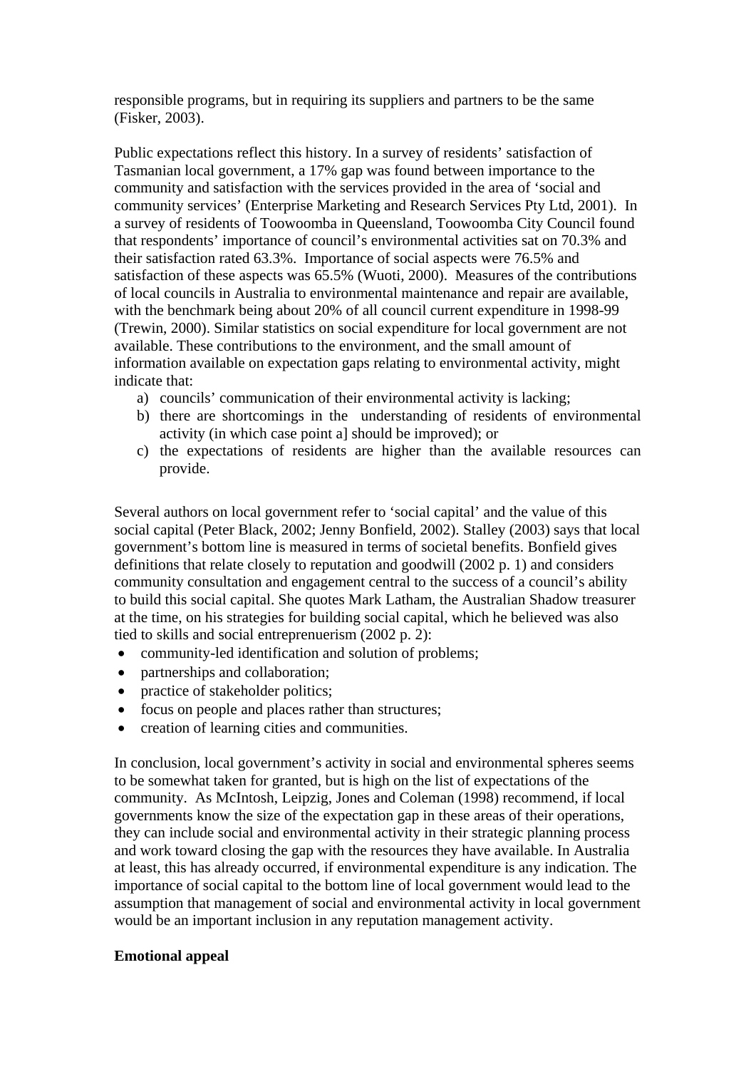responsible programs, but in requiring its suppliers and partners to be the same (Fisker, 2003).

Public expectations reflect this history. In a survey of residents' satisfaction of Tasmanian local government, a 17% gap was found between importance to the community and satisfaction with the services provided in the area of 'social and community services' (Enterprise Marketing and Research Services Pty Ltd, 2001). In a survey of residents of Toowoomba in Queensland, Toowoomba City Council found that respondents' importance of council's environmental activities sat on 70.3% and their satisfaction rated 63.3%. Importance of social aspects were 76.5% and satisfaction of these aspects was 65.5% (Wuoti, 2000). Measures of the contributions of local councils in Australia to environmental maintenance and repair are available, with the benchmark being about 20% of all council current expenditure in 1998-99 (Trewin, 2000). Similar statistics on social expenditure for local government are not available. These contributions to the environment, and the small amount of information available on expectation gaps relating to environmental activity, might indicate that:

a) councils' communication of their environmental activity is lacking;
b) there are shortcomings in the understanding of residents of environmental activity (in which case point a] should be improved); or
c) the expectations of residents are higher than the available resources can provide.

Several authors on local government refer to 'social capital' and the value of this social capital (Peter Black, 2002; Jenny Bonfield, 2002). Stalley (2003) says that local government's bottom line is measured in terms of societal benefits. Bonfield gives definitions that relate closely to reputation and goodwill (2002 p. 1) and considers community consultation and engagement central to the success of a council's ability to build this social capital. She quotes Mark Latham, the Australian Shadow treasurer at the time, on his strategies for building social capital, which he believed was also tied to skills and social entreprenuerism (2002 p. 2):

- community-led identification and solution of problems;
- partnerships and collaboration;
- practice of stakeholder politics;
- focus on people and places rather than structures;
- creation of learning cities and communities.

In conclusion, local government's activity in social and environmental spheres seems to be somewhat taken for granted, but is high on the list of expectations of the community. As McIntosh, Leipzig, Jones and Coleman (1998) recommend, if local governments know the size of the expectation gap in these areas of their operations, they can include social and environmental activity in their strategic planning process and work toward closing the gap with the resources they have available. In Australia at least, this has already occurred, if environmental expenditure is any indication. The importance of social capital to the bottom line of local government would lead to the assumption that management of social and environmental activity in local government would be an important inclusion in any reputation management activity.

**Emotional appeal**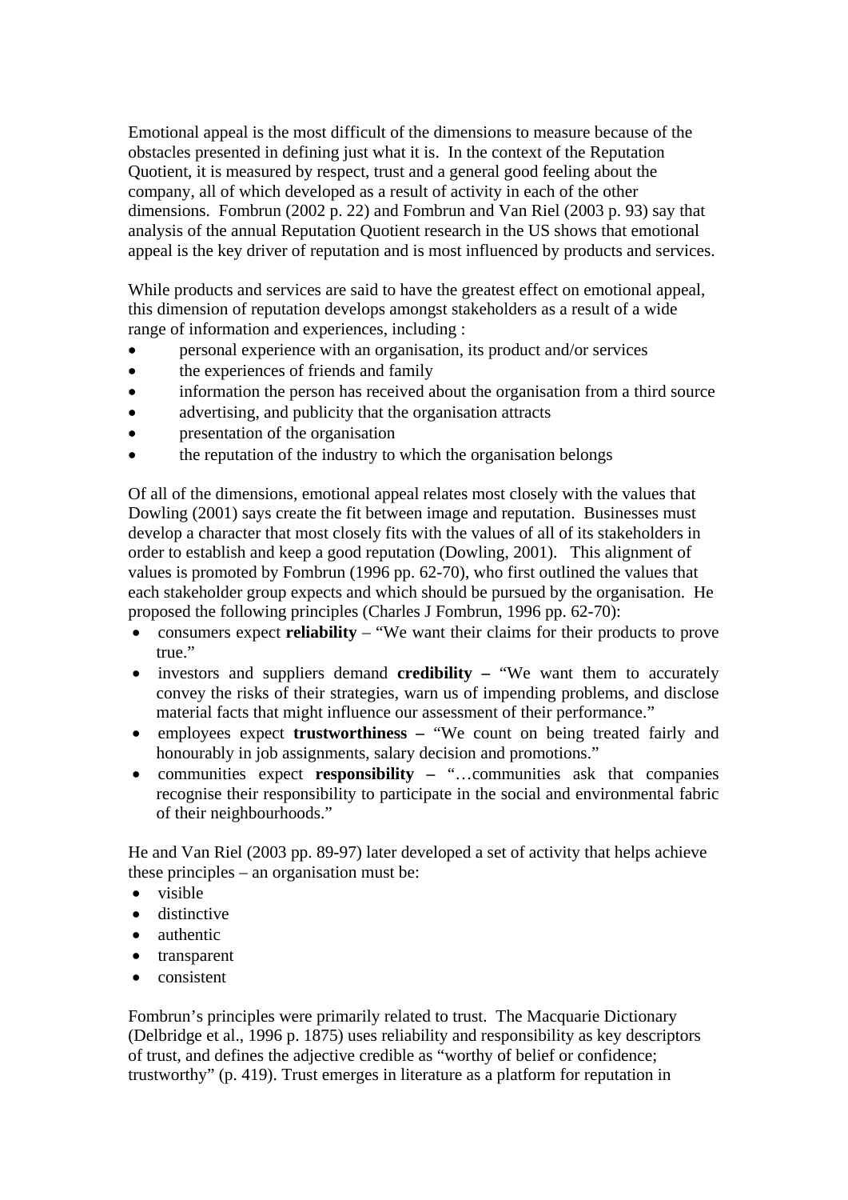Emotional appeal is the most difficult of the dimensions to measure because of the obstacles presented in defining just what it is. In the context of the Reputation Quotient, it is measured by respect, trust and a general good feeling about the company, all of which developed as a result of activity in each of the other dimensions. Fombrun (2002 p. 22) and Fombrun and Van Riel (2003 p. 93) say that analysis of the annual Reputation Quotient research in the US shows that emotional appeal is the key driver of reputation and is most influenced by products and services.

While products and services are said to have the greatest effect on emotional appeal, this dimension of reputation develops amongst stakeholders as a result of a wide range of information and experiences, including :

- personal experience with an organisation, its product and/or services
- the experiences of friends and family
- information the person has received about the organisation from a third source
- advertising, and publicity that the organisation attracts
- presentation of the organisation
- the reputation of the industry to which the organisation belongs

Of all of the dimensions, emotional appeal relates most closely with the values that Dowling (2001) says create the fit between image and reputation. Businesses must develop a character that most closely fits with the values of all of its stakeholders in order to establish and keep a good reputation (Dowling, 2001). This alignment of values is promoted by Fombrun (1996 pp. 62-70), who first outlined the values that each stakeholder group expects and which should be pursued by the organisation. He proposed the following principles (Charles J Fombrun, 1996 pp. 62-70):

- consumers expect **reliability** – "We want their claims for their products to prove true."
- investors and suppliers demand **credibility –** "We want them to accurately convey the risks of their strategies, warn us of impending problems, and disclose material facts that might influence our assessment of their performance."
- employees expect **trustworthiness –** "We count on being treated fairly and honourably in job assignments, salary decision and promotions."
- communities expect **responsibility –** "…communities ask that companies recognise their responsibility to participate in the social and environmental fabric of their neighbourhoods."

He and Van Riel (2003 pp. 89-97) later developed a set of activity that helps achieve these principles – an organisation must be:

- visible
- distinctive
- authentic
- transparent
- consistent

Fombrun's principles were primarily related to trust. The Macquarie Dictionary (Delbridge et al., 1996 p. 1875) uses reliability and responsibility as key descriptors of trust, and defines the adjective credible as "worthy of belief or confidence; trustworthy" (p. 419). Trust emerges in literature as a platform for reputation in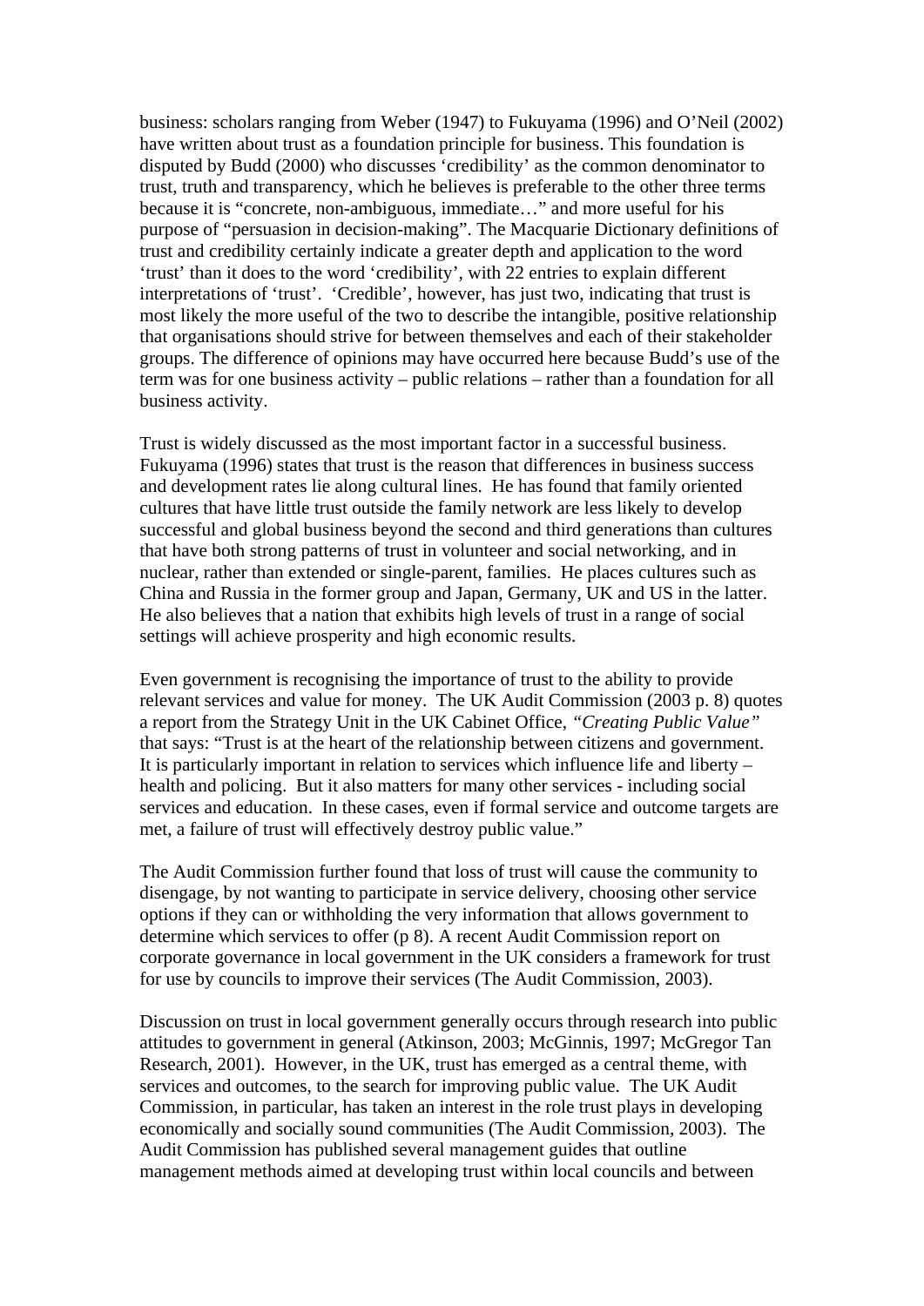business: scholars ranging from Weber (1947) to Fukuyama (1996) and O'Neil (2002) have written about trust as a foundation principle for business. This foundation is disputed by Budd (2000) who discusses 'credibility' as the common denominator to trust, truth and transparency, which he believes is preferable to the other three terms because it is "concrete, non-ambiguous, immediate…" and more useful for his purpose of "persuasion in decision-making". The Macquarie Dictionary definitions of trust and credibility certainly indicate a greater depth and application to the word 'trust' than it does to the word 'credibility', with 22 entries to explain different interpretations of 'trust'. 'Credible', however, has just two, indicating that trust is most likely the more useful of the two to describe the intangible, positive relationship that organisations should strive for between themselves and each of their stakeholder groups. The difference of opinions may have occurred here because Budd's use of the term was for one business activity – public relations – rather than a foundation for all business activity.

Trust is widely discussed as the most important factor in a successful business. Fukuyama (1996) states that trust is the reason that differences in business success and development rates lie along cultural lines. He has found that family oriented cultures that have little trust outside the family network are less likely to develop successful and global business beyond the second and third generations than cultures that have both strong patterns of trust in volunteer and social networking, and in nuclear, rather than extended or single-parent, families. He places cultures such as China and Russia in the former group and Japan, Germany, UK and US in the latter. He also believes that a nation that exhibits high levels of trust in a range of social settings will achieve prosperity and high economic results.

Even government is recognising the importance of trust to the ability to provide relevant services and value for money. The UK Audit Commission (2003 p. 8) quotes a report from the Strategy Unit in the UK Cabinet Office, *"Creating Public Value"* that says: "Trust is at the heart of the relationship between citizens and government. It is particularly important in relation to services which influence life and liberty – health and policing. But it also matters for many other services - including social services and education. In these cases, even if formal service and outcome targets are met, a failure of trust will effectively destroy public value."

The Audit Commission further found that loss of trust will cause the community to disengage, by not wanting to participate in service delivery, choosing other service options if they can or withholding the very information that allows government to determine which services to offer (p 8). A recent Audit Commission report on corporate governance in local government in the UK considers a framework for trust for use by councils to improve their services (The Audit Commission, 2003).

Discussion on trust in local government generally occurs through research into public attitudes to government in general (Atkinson, 2003; McGinnis, 1997; McGregor Tan Research, 2001). However, in the UK, trust has emerged as a central theme, with services and outcomes, to the search for improving public value. The UK Audit Commission, in particular, has taken an interest in the role trust plays in developing economically and socially sound communities (The Audit Commission, 2003). The Audit Commission has published several management guides that outline management methods aimed at developing trust within local councils and between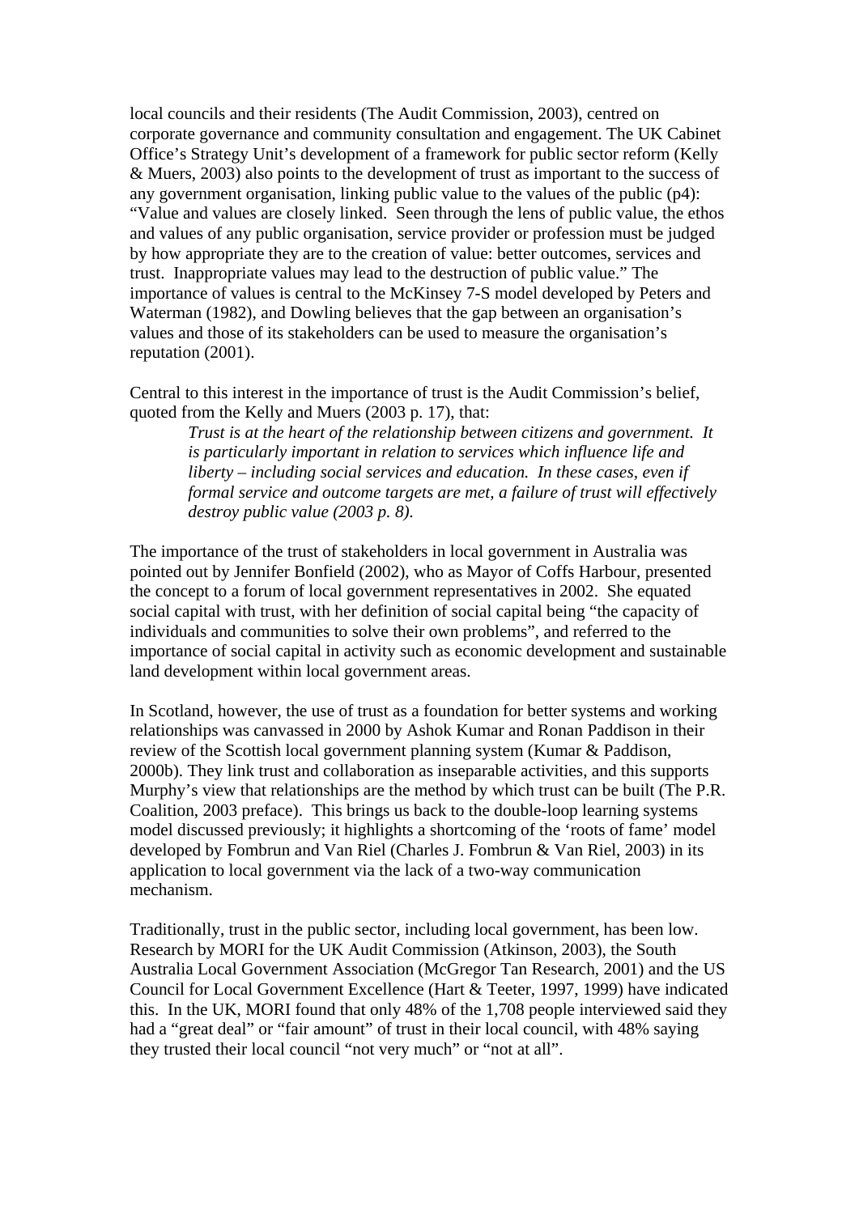local councils and their residents (The Audit Commission, 2003), centred on corporate governance and community consultation and engagement. The UK Cabinet Office's Strategy Unit's development of a framework for public sector reform (Kelly & Muers, 2003) also points to the development of trust as important to the success of any government organisation, linking public value to the values of the public (p4): "Value and values are closely linked. Seen through the lens of public value, the ethos and values of any public organisation, service provider or profession must be judged by how appropriate they are to the creation of value: better outcomes, services and trust. Inappropriate values may lead to the destruction of public value." The importance of values is central to the McKinsey 7-S model developed by Peters and Waterman (1982), and Dowling believes that the gap between an organisation's values and those of its stakeholders can be used to measure the organisation's reputation (2001).

Central to this interest in the importance of trust is the Audit Commission's belief, quoted from the Kelly and Muers (2003 p. 17), that:

> *Trust is at the heart of the relationship between citizens and government. It is particularly important in relation to services which influence life and liberty – including social services and education. In these cases, even if formal service and outcome targets are met, a failure of trust will effectively destroy public value (2003 p. 8).*

The importance of the trust of stakeholders in local government in Australia was pointed out by Jennifer Bonfield (2002), who as Mayor of Coffs Harbour, presented the concept to a forum of local government representatives in 2002. She equated social capital with trust, with her definition of social capital being "the capacity of individuals and communities to solve their own problems", and referred to the importance of social capital in activity such as economic development and sustainable land development within local government areas.

In Scotland, however, the use of trust as a foundation for better systems and working relationships was canvassed in 2000 by Ashok Kumar and Ronan Paddison in their review of the Scottish local government planning system (Kumar & Paddison, 2000b). They link trust and collaboration as inseparable activities, and this supports Murphy's view that relationships are the method by which trust can be built (The P.R. Coalition, 2003 preface). This brings us back to the double-loop learning systems model discussed previously; it highlights a shortcoming of the 'roots of fame' model developed by Fombrun and Van Riel (Charles J. Fombrun & Van Riel, 2003) in its application to local government via the lack of a two-way communication mechanism.

Traditionally, trust in the public sector, including local government, has been low. Research by MORI for the UK Audit Commission (Atkinson, 2003), the South Australia Local Government Association (McGregor Tan Research, 2001) and the US Council for Local Government Excellence (Hart & Teeter, 1997, 1999) have indicated this. In the UK, MORI found that only 48% of the 1,708 people interviewed said they had a "great deal" or "fair amount" of trust in their local council, with 48% saying they trusted their local council "not very much" or "not at all".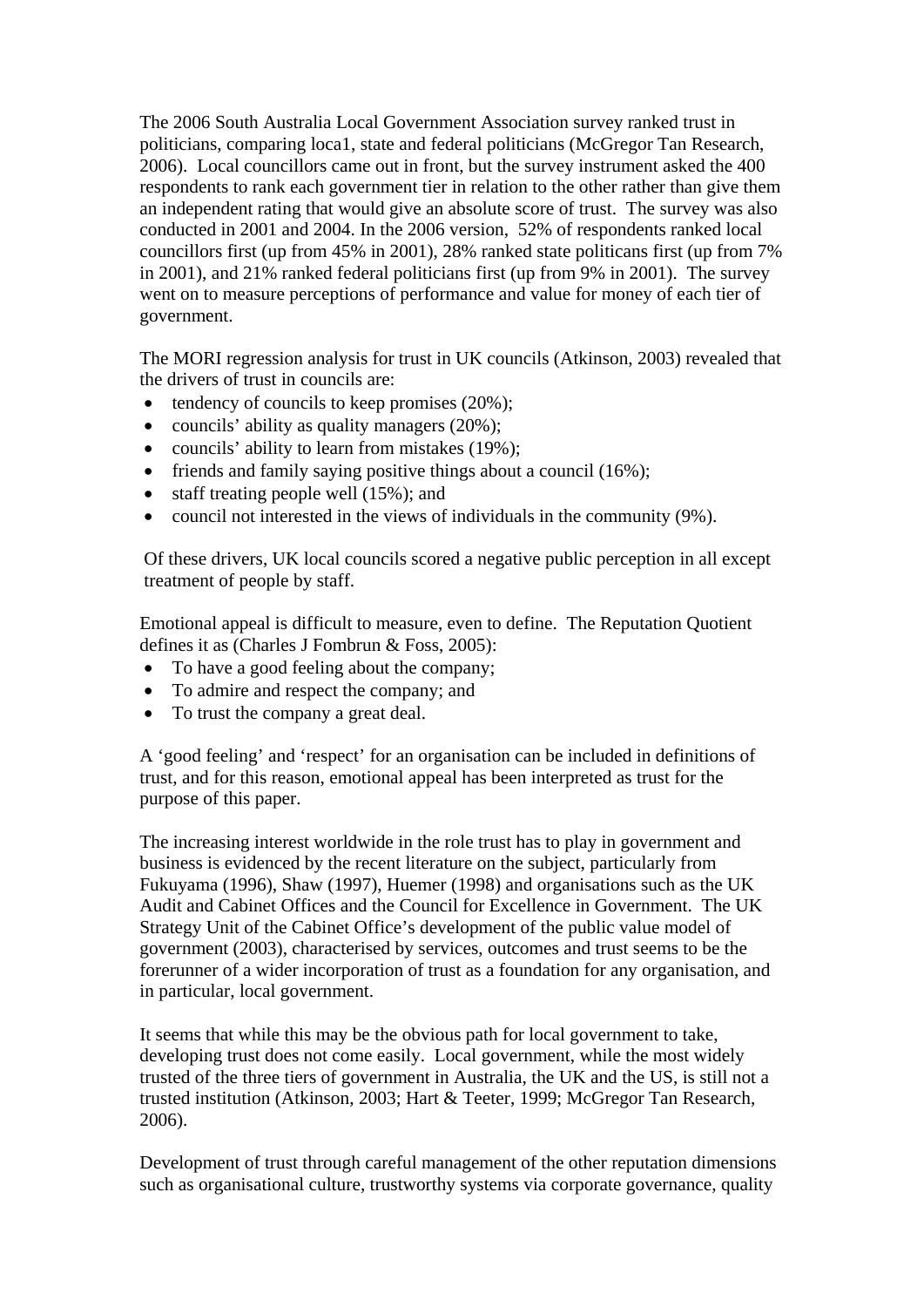The 2006 South Australia Local Government Association survey ranked trust in politicians, comparing loca1, state and federal politicians (McGregor Tan Research, 2006). Local councillors came out in front, but the survey instrument asked the 400 respondents to rank each government tier in relation to the other rather than give them an independent rating that would give an absolute score of trust. The survey was also conducted in 2001 and 2004. In the 2006 version, 52% of respondents ranked local councillors first (up from 45% in 2001), 28% ranked state politicans first (up from 7% in 2001), and 21% ranked federal politicians first (up from 9% in 2001). The survey went on to measure perceptions of performance and value for money of each tier of government.

The MORI regression analysis for trust in UK councils (Atkinson, 2003) revealed that the drivers of trust in councils are:

- tendency of councils to keep promises (20%);
- councils' ability as quality managers (20%);
- councils' ability to learn from mistakes (19%);
- friends and family saying positive things about a council (16%);
- staff treating people well (15%); and
- council not interested in the views of individuals in the community (9%).

Of these drivers, UK local councils scored a negative public perception in all except treatment of people by staff.

Emotional appeal is difficult to measure, even to define. The Reputation Quotient defines it as (Charles J Fombrun & Foss, 2005):

- To have a good feeling about the company;
- To admire and respect the company; and
- To trust the company a great deal.

A 'good feeling' and 'respect' for an organisation can be included in definitions of trust, and for this reason, emotional appeal has been interpreted as trust for the purpose of this paper.

The increasing interest worldwide in the role trust has to play in government and business is evidenced by the recent literature on the subject, particularly from Fukuyama (1996), Shaw (1997), Huemer (1998) and organisations such as the UK Audit and Cabinet Offices and the Council for Excellence in Government. The UK Strategy Unit of the Cabinet Office's development of the public value model of government (2003), characterised by services, outcomes and trust seems to be the forerunner of a wider incorporation of trust as a foundation for any organisation, and in particular, local government.

It seems that while this may be the obvious path for local government to take, developing trust does not come easily. Local government, while the most widely trusted of the three tiers of government in Australia, the UK and the US, is still not a trusted institution (Atkinson, 2003; Hart & Teeter, 1999; McGregor Tan Research, 2006).

Development of trust through careful management of the other reputation dimensions such as organisational culture, trustworthy systems via corporate governance, quality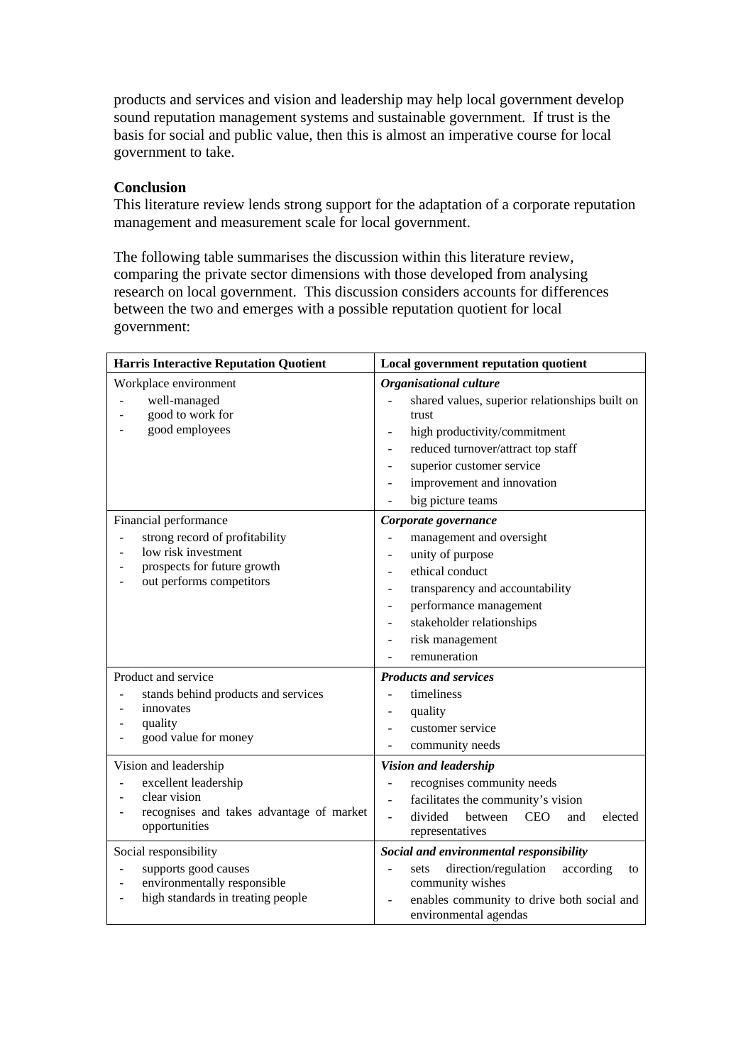products and services and vision and leadership may help local government develop sound reputation management systems and sustainable government. If trust is the basis for social and public value, then this is almost an imperative course for local government to take.

## Conclusion

This literature review lends strong support for the adaptation of a corporate reputation management and measurement scale for local government.

The following table summarises the discussion within this literature review, comparing the private sector dimensions with those developed from analysing research on local government. This discussion considers accounts for differences between the two and emerges with a possible reputation quotient for local government:

| **Harris Interactive Reputation Quotient** | **Local government reputation quotient** |
|---|---|
| Workplace environment<br>- well-managed<br>- good to work for<br>- good employees | ***Organisational culture***<br>- shared values, superior relationships built on trust<br>- high productivity/commitment<br>- reduced turnover/attract top staff<br>- superior customer service<br>- improvement and innovation<br>- big picture teams |
| Financial performance<br>- strong record of profitability<br>- low risk investment<br>- prospects for future growth<br>- out performs competitors | ***Corporate governance***<br>- management and oversight<br>- unity of purpose<br>- ethical conduct<br>- transparency and accountability<br>- performance management<br>- stakeholder relationships<br>- risk management<br>- remuneration |
| Product and service<br>- stands behind products and services<br>- innovates<br>- quality<br>- good value for money | ***Products and services***<br>- timeliness<br>- quality<br>- customer service<br>- community needs |
| Vision and leadership<br>- excellent leadership<br>- clear vision<br>- recognises and takes advantage of market opportunities | ***Vision and leadership***<br>- recognises community needs<br>- facilitates the community's vision<br>- divided between CEO and elected representatives |
| Social responsibility<br>- supports good causes<br>- environmentally responsible<br>- high standards in treating people | ***Social and environmental responsibility***<br>- sets direction/regulation according to community wishes<br>- enables community to drive both social and environmental agendas |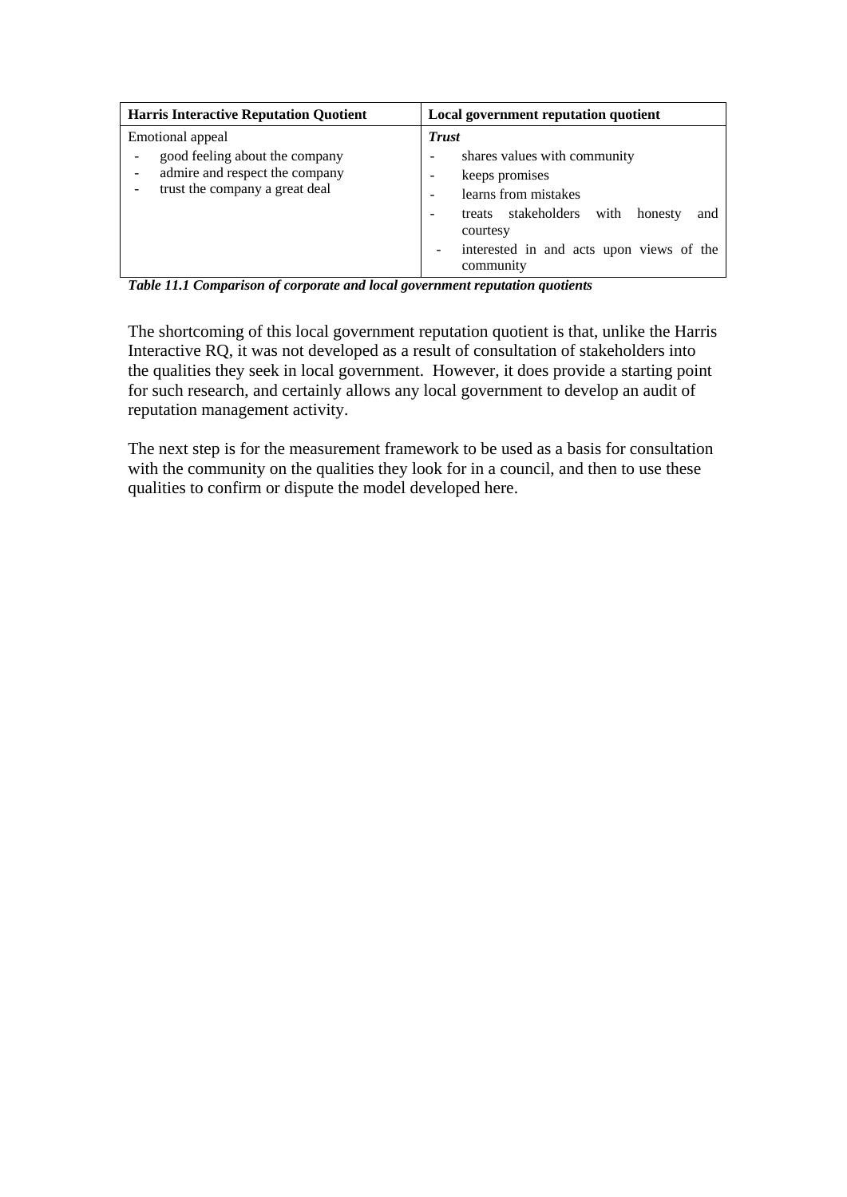| Harris Interactive Reputation Quotient | Local government reputation quotient |
| --- | --- |
| Emotional appeal<br>- good feeling about the company<br>- admire and respect the company<br>- trust the company a great deal | ***Trust***<br>- shares values with community<br>- keeps promises<br>- learns from mistakes<br>- treats stakeholders with honesty and courtesy<br>- interested in and acts upon views of the community |

***Table 11.1 Comparison of corporate and local government reputation quotients***

The shortcoming of this local government reputation quotient is that, unlike the Harris Interactive RQ, it was not developed as a result of consultation of stakeholders into the qualities they seek in local government. However, it does provide a starting point for such research, and certainly allows any local government to develop an audit of reputation management activity.

The next step is for the measurement framework to be used as a basis for consultation with the community on the qualities they look for in a council, and then to use these qualities to confirm or dispute the model developed here.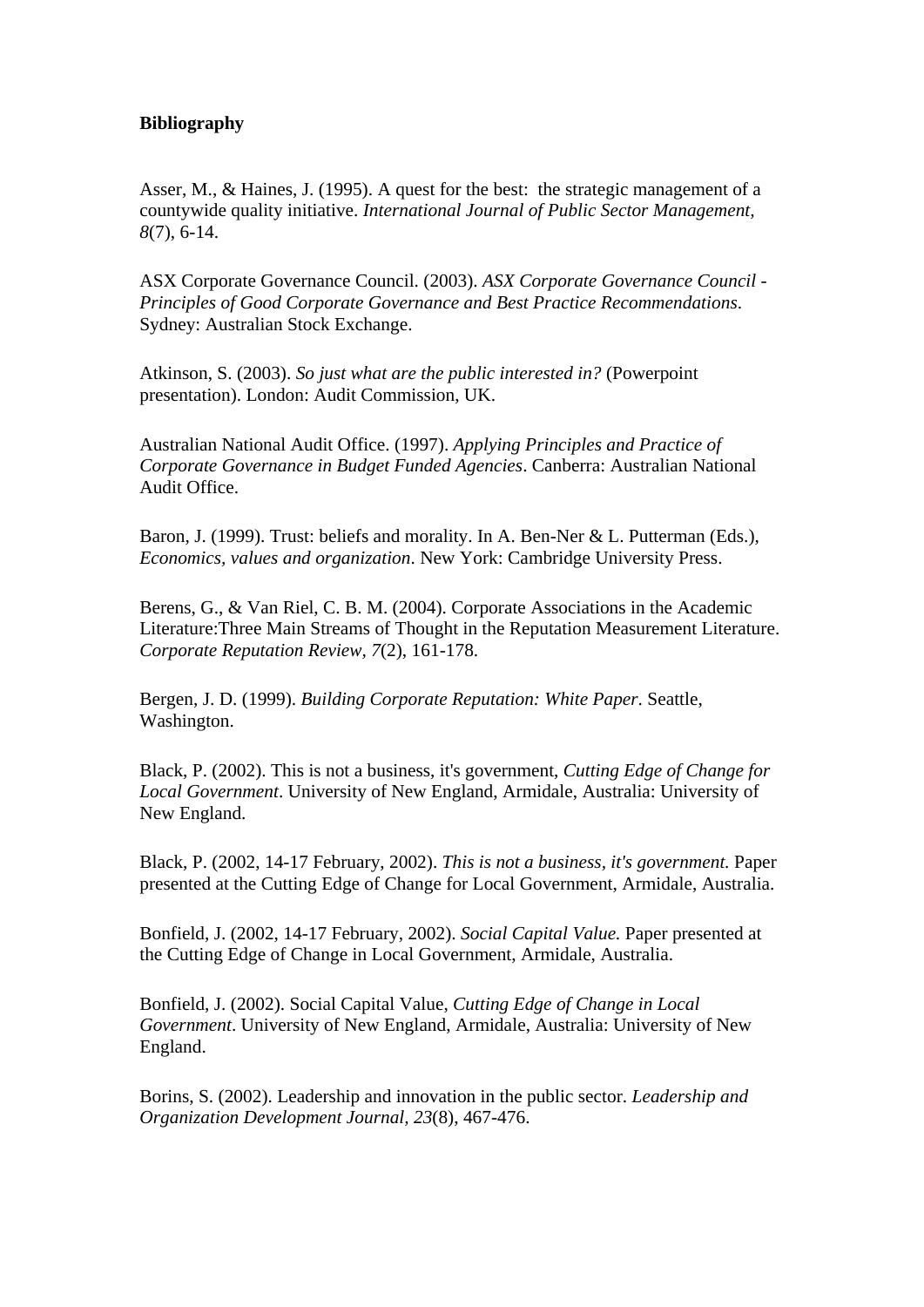**Bibliography**

Asser, M., & Haines, J. (1995). A quest for the best: the strategic management of a countywide quality initiative. *International Journal of Public Sector Management, 8*(7), 6-14.

ASX Corporate Governance Council. (2003). *ASX Corporate Governance Council - Principles of Good Corporate Governance and Best Practice Recommendations*. Sydney: Australian Stock Exchange.

Atkinson, S. (2003). *So just what are the public interested in?* (Powerpoint presentation). London: Audit Commission, UK.

Australian National Audit Office. (1997). *Applying Principles and Practice of Corporate Governance in Budget Funded Agencies*. Canberra: Australian National Audit Office.

Baron, J. (1999). Trust: beliefs and morality. In A. Ben-Ner & L. Putterman (Eds.), *Economics, values and organization*. New York: Cambridge University Press.

Berens, G., & Van Riel, C. B. M. (2004). Corporate Associations in the Academic Literature:Three Main Streams of Thought in the Reputation Measurement Literature. *Corporate Reputation Review, 7*(2), 161-178.

Bergen, J. D. (1999). *Building Corporate Reputation: White Paper*. Seattle, Washington.

Black, P. (2002). This is not a business, it's government, *Cutting Edge of Change for Local Government*. University of New England, Armidale, Australia: University of New England.

Black, P. (2002, 14-17 February, 2002). *This is not a business, it's government.* Paper presented at the Cutting Edge of Change for Local Government, Armidale, Australia.

Bonfield, J. (2002, 14-17 February, 2002). *Social Capital Value.* Paper presented at the Cutting Edge of Change in Local Government, Armidale, Australia.

Bonfield, J. (2002). Social Capital Value, *Cutting Edge of Change in Local Government*. University of New England, Armidale, Australia: University of New England.

Borins, S. (2002). Leadership and innovation in the public sector. *Leadership and Organization Development Journal, 23*(8), 467-476.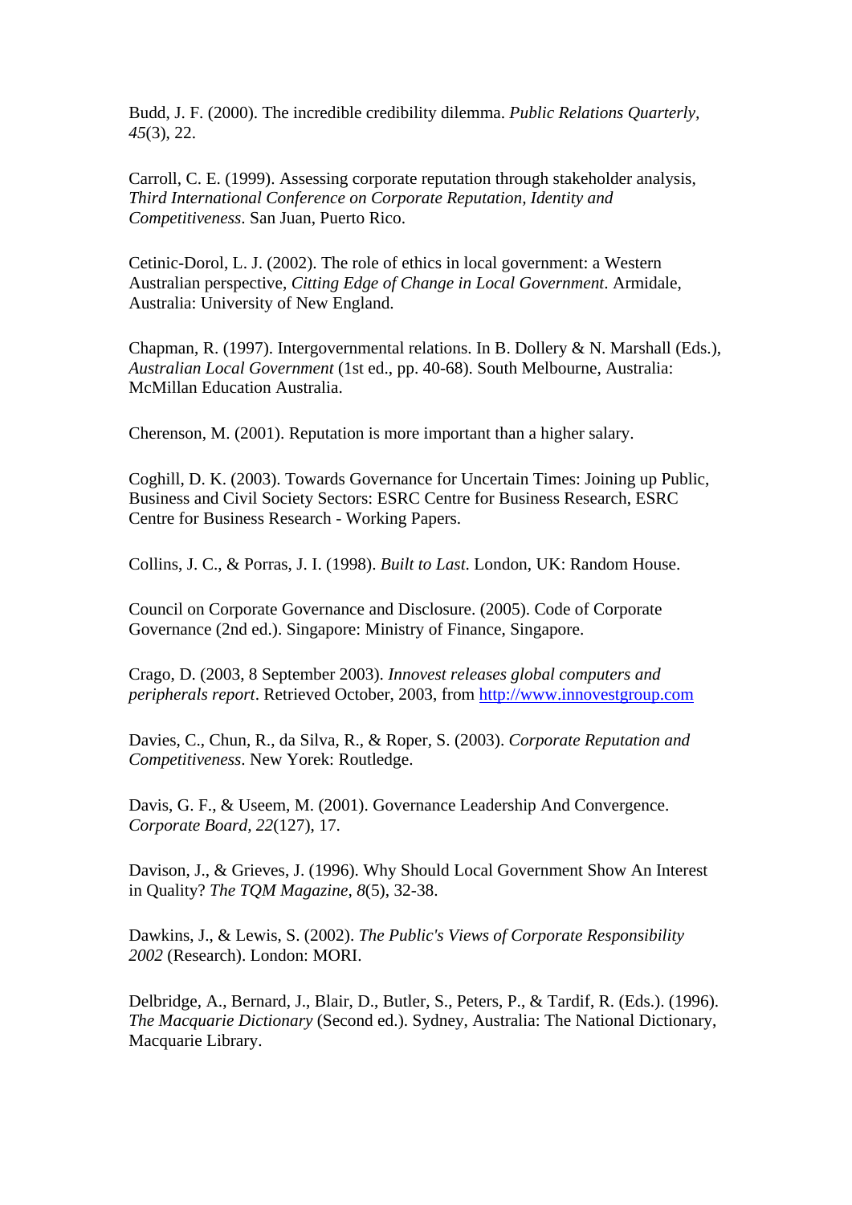Budd, J. F. (2000). The incredible credibility dilemma. *Public Relations Quarterly, 45*(3), 22.

Carroll, C. E. (1999). Assessing corporate reputation through stakeholder analysis, *Third International Conference on Corporate Reputation, Identity and Competitiveness*. San Juan, Puerto Rico.

Cetinic-Dorol, L. J. (2002). The role of ethics in local government: a Western Australian perspective, *Citting Edge of Change in Local Government*. Armidale, Australia: University of New England.

Chapman, R. (1997). Intergovernmental relations. In B. Dollery & N. Marshall (Eds.), *Australian Local Government* (1st ed., pp. 40-68). South Melbourne, Australia: McMillan Education Australia.

Cherenson, M. (2001). Reputation is more important than a higher salary.

Coghill, D. K. (2003). Towards Governance for Uncertain Times: Joining up Public, Business and Civil Society Sectors: ESRC Centre for Business Research, ESRC Centre for Business Research - Working Papers.

Collins, J. C., & Porras, J. I. (1998). *Built to Last*. London, UK: Random House.

Council on Corporate Governance and Disclosure. (2005). Code of Corporate Governance (2nd ed.). Singapore: Ministry of Finance, Singapore.

Crago, D. (2003, 8 September 2003). *Innovest releases global computers and peripherals report*. Retrieved October, 2003, from http://www.innovestgroup.com

Davies, C., Chun, R., da Silva, R., & Roper, S. (2003). *Corporate Reputation and Competitiveness*. New Yorek: Routledge.

Davis, G. F., & Useem, M. (2001). Governance Leadership And Convergence. *Corporate Board, 22*(127), 17.

Davison, J., & Grieves, J. (1996). Why Should Local Government Show An Interest in Quality? *The TQM Magazine, 8*(5), 32-38.

Dawkins, J., & Lewis, S. (2002). *The Public's Views of Corporate Responsibility 2002* (Research). London: MORI.

Delbridge, A., Bernard, J., Blair, D., Butler, S., Peters, P., & Tardif, R. (Eds.). (1996). *The Macquarie Dictionary* (Second ed.). Sydney, Australia: The National Dictionary, Macquarie Library.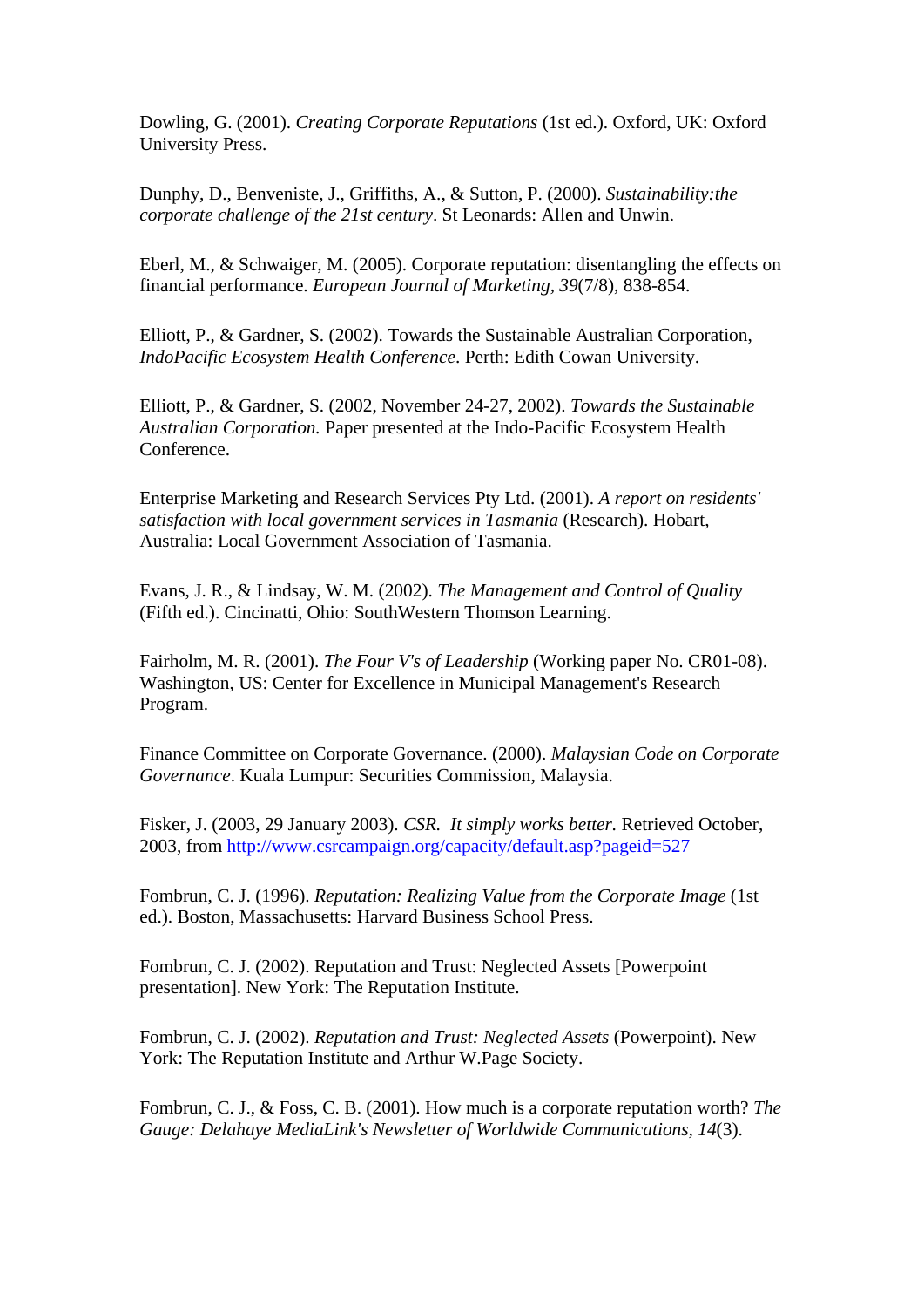Dowling, G. (2001). *Creating Corporate Reputations* (1st ed.). Oxford, UK: Oxford University Press.

Dunphy, D., Benveniste, J., Griffiths, A., & Sutton, P. (2000). *Sustainability:the corporate challenge of the 21st century*. St Leonards: Allen and Unwin.

Eberl, M., & Schwaiger, M. (2005). Corporate reputation: disentangling the effects on financial performance. *European Journal of Marketing, 39*(7/8), 838-854.

Elliott, P., & Gardner, S. (2002). Towards the Sustainable Australian Corporation, *IndoPacific Ecosystem Health Conference*. Perth: Edith Cowan University.

Elliott, P., & Gardner, S. (2002, November 24-27, 2002). *Towards the Sustainable Australian Corporation.* Paper presented at the Indo-Pacific Ecosystem Health Conference.

Enterprise Marketing and Research Services Pty Ltd. (2001). *A report on residents' satisfaction with local government services in Tasmania* (Research). Hobart, Australia: Local Government Association of Tasmania.

Evans, J. R., & Lindsay, W. M. (2002). *The Management and Control of Quality* (Fifth ed.). Cincinatti, Ohio: SouthWestern Thomson Learning.

Fairholm, M. R. (2001). *The Four V's of Leadership* (Working paper No. CR01-08). Washington, US: Center for Excellence in Municipal Management's Research Program.

Finance Committee on Corporate Governance. (2000). *Malaysian Code on Corporate Governance*. Kuala Lumpur: Securities Commission, Malaysia.

Fisker, J. (2003, 29 January 2003). *CSR. It simply works better.* Retrieved October, 2003, from http://www.csrcampaign.org/capacity/default.asp?pageid=527

Fombrun, C. J. (1996). *Reputation: Realizing Value from the Corporate Image* (1st ed.). Boston, Massachusetts: Harvard Business School Press.

Fombrun, C. J. (2002). Reputation and Trust: Neglected Assets [Powerpoint presentation]. New York: The Reputation Institute.

Fombrun, C. J. (2002). *Reputation and Trust: Neglected Assets* (Powerpoint). New York: The Reputation Institute and Arthur W.Page Society.

Fombrun, C. J., & Foss, C. B. (2001). How much is a corporate reputation worth? *The Gauge: Delahaye MediaLink's Newsletter of Worldwide Communications, 14*(3).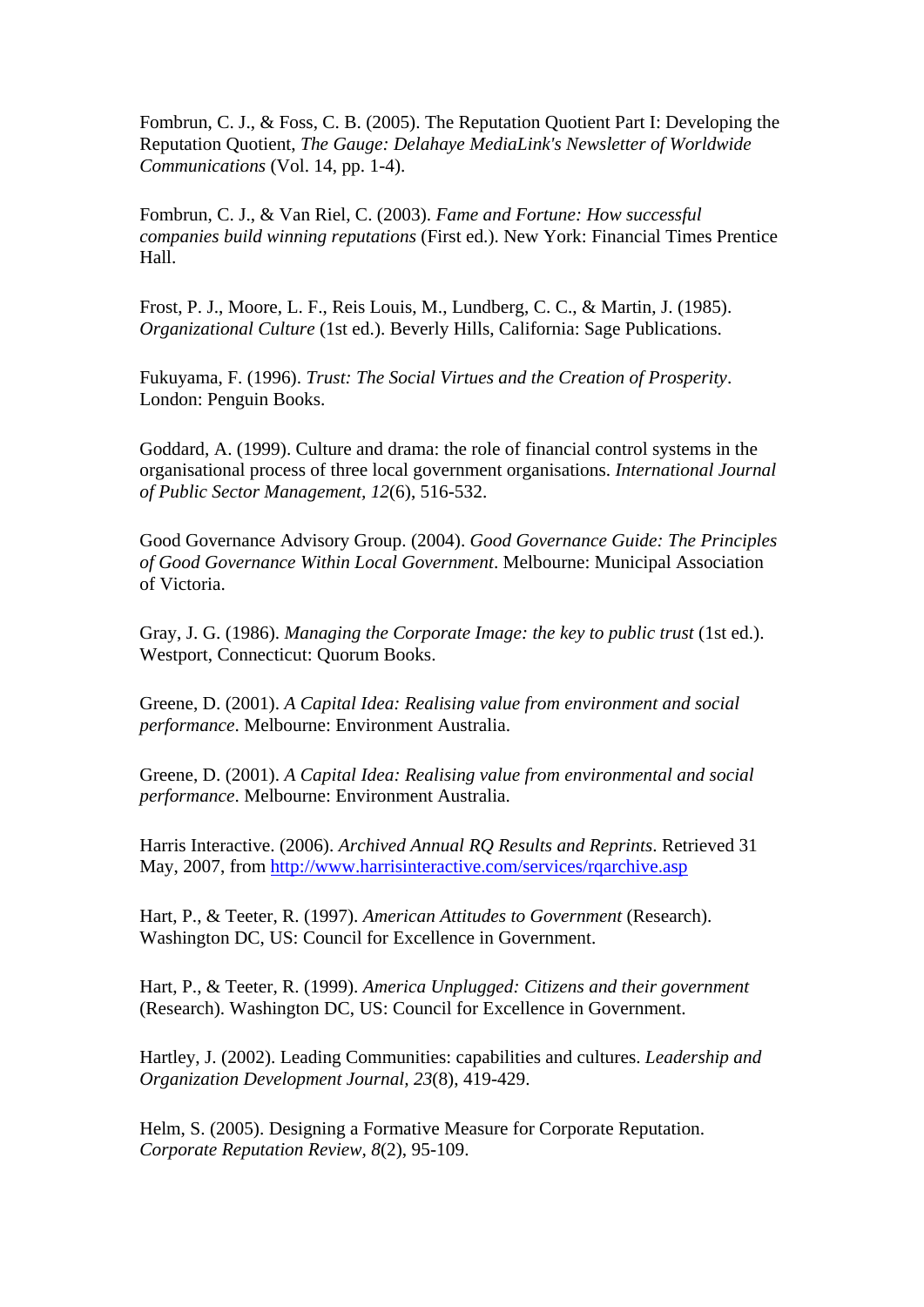Fombrun, C. J., & Foss, C. B. (2005). The Reputation Quotient Part I: Developing the Reputation Quotient, *The Gauge: Delahaye MediaLink's Newsletter of Worldwide Communications* (Vol. 14, pp. 1-4).

Fombrun, C. J., & Van Riel, C. (2003). *Fame and Fortune: How successful companies build winning reputations* (First ed.). New York: Financial Times Prentice Hall.

Frost, P. J., Moore, L. F., Reis Louis, M., Lundberg, C. C., & Martin, J. (1985). *Organizational Culture* (1st ed.). Beverly Hills, California: Sage Publications.

Fukuyama, F. (1996). *Trust: The Social Virtues and the Creation of Prosperity*. London: Penguin Books.

Goddard, A. (1999). Culture and drama: the role of financial control systems in the organisational process of three local government organisations. *International Journal of Public Sector Management, 12*(6), 516-532.

Good Governance Advisory Group. (2004). *Good Governance Guide: The Principles of Good Governance Within Local Government*. Melbourne: Municipal Association of Victoria.

Gray, J. G. (1986). *Managing the Corporate Image: the key to public trust* (1st ed.). Westport, Connecticut: Quorum Books.

Greene, D. (2001). *A Capital Idea: Realising value from environment and social performance*. Melbourne: Environment Australia.

Greene, D. (2001). *A Capital Idea: Realising value from environmental and social performance*. Melbourne: Environment Australia.

Harris Interactive. (2006). *Archived Annual RQ Results and Reprints*. Retrieved 31 May, 2007, from http://www.harrisinteractive.com/services/rqarchive.asp

Hart, P., & Teeter, R. (1997). *American Attitudes to Government* (Research). Washington DC, US: Council for Excellence in Government.

Hart, P., & Teeter, R. (1999). *America Unplugged: Citizens and their government* (Research). Washington DC, US: Council for Excellence in Government.

Hartley, J. (2002). Leading Communities: capabilities and cultures. *Leadership and Organization Development Journal, 23*(8), 419-429.

Helm, S. (2005). Designing a Formative Measure for Corporate Reputation. *Corporate Reputation Review, 8*(2), 95-109.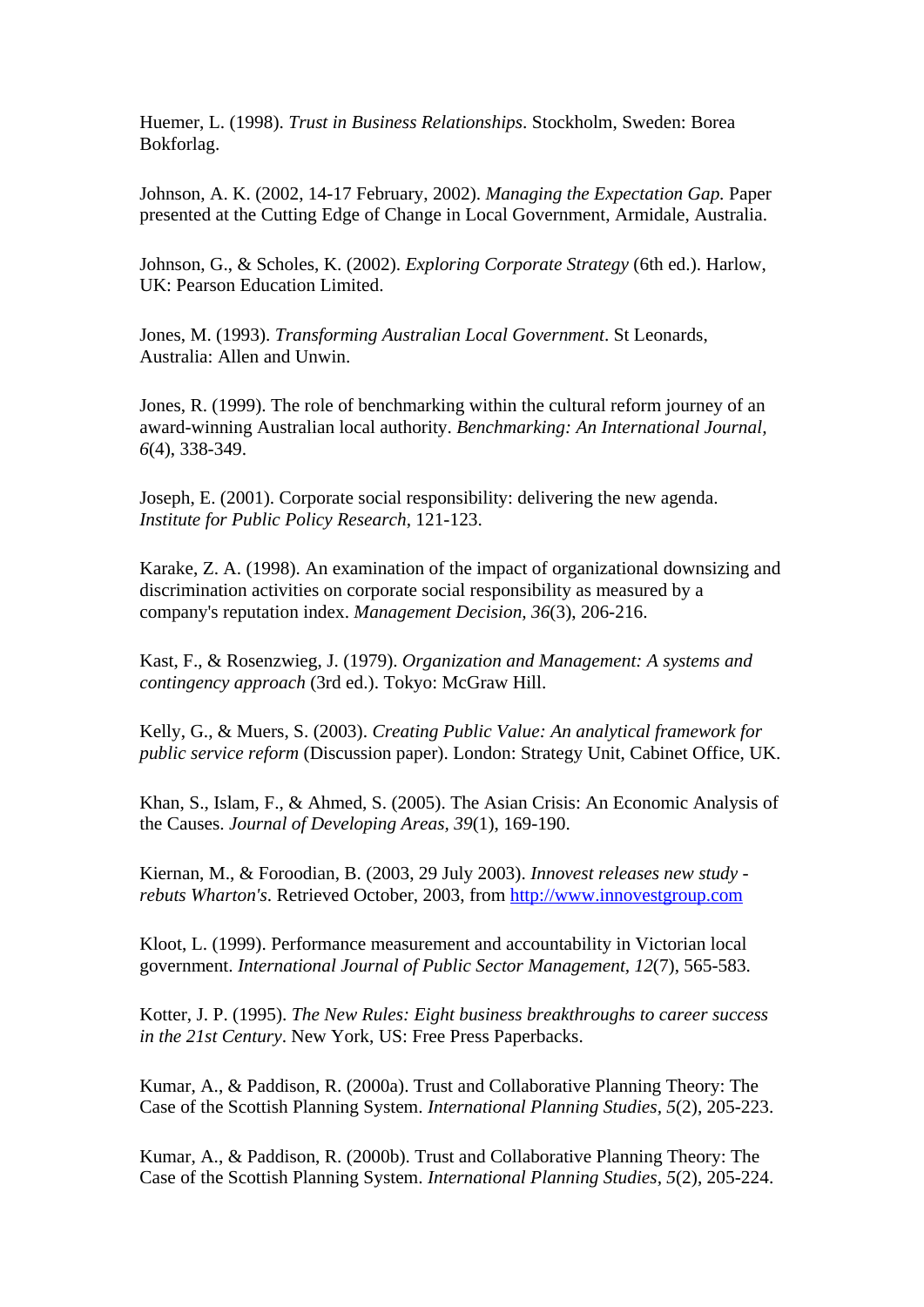Huemer, L. (1998). *Trust in Business Relationships*. Stockholm, Sweden: Borea Bokforlag.

Johnson, A. K. (2002, 14-17 February, 2002). *Managing the Expectation Gap.* Paper presented at the Cutting Edge of Change in Local Government, Armidale, Australia.

Johnson, G., & Scholes, K. (2002). *Exploring Corporate Strategy* (6th ed.). Harlow, UK: Pearson Education Limited.

Jones, M. (1993). *Transforming Australian Local Government*. St Leonards, Australia: Allen and Unwin.

Jones, R. (1999). The role of benchmarking within the cultural reform journey of an award-winning Australian local authority. *Benchmarking: An International Journal, 6*(4), 338-349.

Joseph, E. (2001). Corporate social responsibility: delivering the new agenda. *Institute for Public Policy Research*, 121-123.

Karake, Z. A. (1998). An examination of the impact of organizational downsizing and discrimination activities on corporate social responsibility as measured by a company's reputation index. *Management Decision, 36*(3), 206-216.

Kast, F., & Rosenzwieg, J. (1979). *Organization and Management: A systems and contingency approach* (3rd ed.). Tokyo: McGraw Hill.

Kelly, G., & Muers, S. (2003). *Creating Public Value: An analytical framework for public service reform* (Discussion paper). London: Strategy Unit, Cabinet Office, UK.

Khan, S., Islam, F., & Ahmed, S. (2005). The Asian Crisis: An Economic Analysis of the Causes. *Journal of Developing Areas, 39*(1), 169-190.

Kiernan, M., & Foroodian, B. (2003, 29 July 2003). *Innovest releases new study - rebuts Wharton's*. Retrieved October, 2003, from http://www.innovestgroup.com

Kloot, L. (1999). Performance measurement and accountability in Victorian local government. *International Journal of Public Sector Management, 12*(7), 565-583.

Kotter, J. P. (1995). *The New Rules: Eight business breakthroughs to career success in the 21st Century*. New York, US: Free Press Paperbacks.

Kumar, A., & Paddison, R. (2000a). Trust and Collaborative Planning Theory: The Case of the Scottish Planning System. *International Planning Studies, 5*(2), 205-223.

Kumar, A., & Paddison, R. (2000b). Trust and Collaborative Planning Theory: The Case of the Scottish Planning System. *International Planning Studies, 5*(2), 205-224.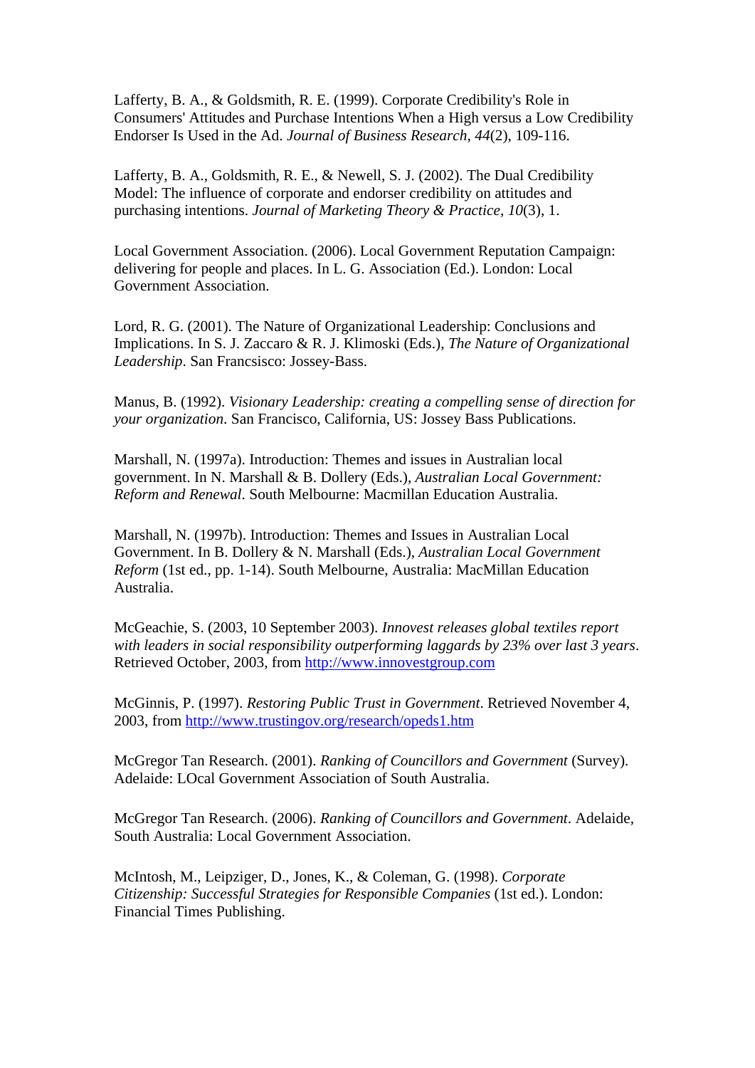Lafferty, B. A., & Goldsmith, R. E. (1999). Corporate Credibility's Role in Consumers' Attitudes and Purchase Intentions When a High versus a Low Credibility Endorser Is Used in the Ad. *Journal of Business Research, 44*(2), 109-116.

Lafferty, B. A., Goldsmith, R. E., & Newell, S. J. (2002). The Dual Credibility Model: The influence of corporate and endorser credibility on attitudes and purchasing intentions. *Journal of Marketing Theory & Practice, 10*(3), 1.

Local Government Association. (2006). Local Government Reputation Campaign: delivering for people and places. In L. G. Association (Ed.). London: Local Government Association.

Lord, R. G. (2001). The Nature of Organizational Leadership: Conclusions and Implications. In S. J. Zaccaro & R. J. Klimoski (Eds.), *The Nature of Organizational Leadership*. San Francsisco: Jossey-Bass.

Manus, B. (1992). *Visionary Leadership: creating a compelling sense of direction for your organization*. San Francisco, California, US: Jossey Bass Publications.

Marshall, N. (1997a). Introduction: Themes and issues in Australian local government. In N. Marshall & B. Dollery (Eds.), *Australian Local Government: Reform and Renewal*. South Melbourne: Macmillan Education Australia.

Marshall, N. (1997b). Introduction: Themes and Issues in Australian Local Government. In B. Dollery & N. Marshall (Eds.), *Australian Local Government Reform* (1st ed., pp. 1-14). South Melbourne, Australia: MacMillan Education Australia.

McGeachie, S. (2003, 10 September 2003). *Innovest releases global textiles report with leaders in social responsibility outperforming laggards by 23% over last 3 years*. Retrieved October, 2003, from http://www.innovestgroup.com

McGinnis, P. (1997). *Restoring Public Trust in Government*. Retrieved November 4, 2003, from http://www.trustingov.org/research/opeds1.htm

McGregor Tan Research. (2001). *Ranking of Councillors and Government* (Survey). Adelaide: LOcal Government Association of South Australia.

McGregor Tan Research. (2006). *Ranking of Councillors and Government*. Adelaide, South Australia: Local Government Association.

McIntosh, M., Leipziger, D., Jones, K., & Coleman, G. (1998). *Corporate Citizenship: Successful Strategies for Responsible Companies* (1st ed.). London: Financial Times Publishing.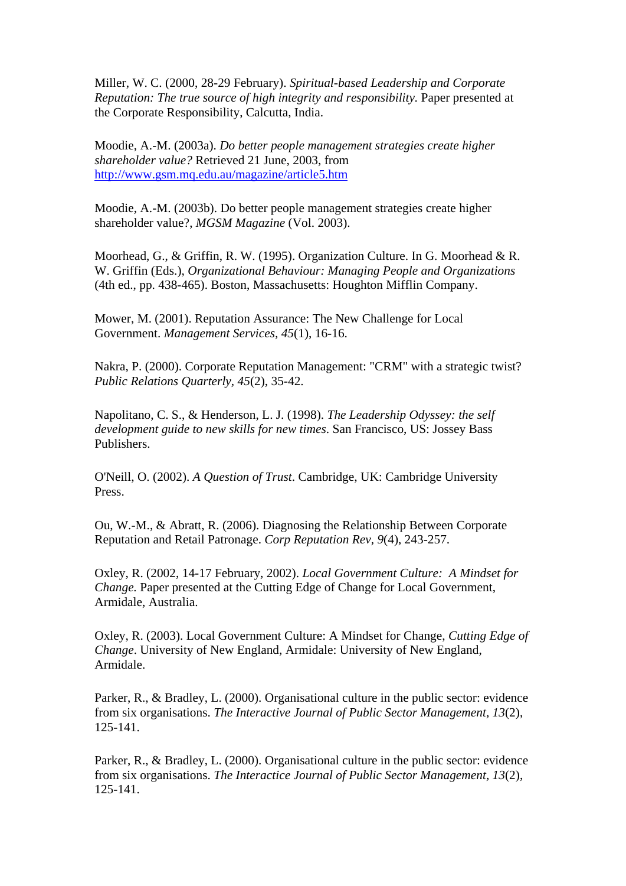Miller, W. C. (2000, 28-29 February). *Spiritual-based Leadership and Corporate Reputation: The true source of high integrity and responsibility.* Paper presented at the Corporate Responsibility, Calcutta, India.

Moodie, A.-M. (2003a). *Do better people management strategies create higher shareholder value?* Retrieved 21 June, 2003, from http://www.gsm.mq.edu.au/magazine/article5.htm

Moodie, A.-M. (2003b). Do better people management strategies create higher shareholder value?, *MGSM Magazine* (Vol. 2003).

Moorhead, G., & Griffin, R. W. (1995). Organization Culture. In G. Moorhead & R. W. Griffin (Eds.), *Organizational Behaviour: Managing People and Organizations* (4th ed., pp. 438-465). Boston, Massachusetts: Houghton Mifflin Company.

Mower, M. (2001). Reputation Assurance: The New Challenge for Local Government. *Management Services, 45*(1), 16-16.

Nakra, P. (2000). Corporate Reputation Management: "CRM" with a strategic twist? *Public Relations Quarterly, 45*(2), 35-42.

Napolitano, C. S., & Henderson, L. J. (1998). *The Leadership Odyssey: the self development guide to new skills for new times*. San Francisco, US: Jossey Bass Publishers.

O'Neill, O. (2002). *A Question of Trust*. Cambridge, UK: Cambridge University Press.

Ou, W.-M., & Abratt, R. (2006). Diagnosing the Relationship Between Corporate Reputation and Retail Patronage. *Corp Reputation Rev, 9*(4), 243-257.

Oxley, R. (2002, 14-17 February, 2002). *Local Government Culture: A Mindset for Change.* Paper presented at the Cutting Edge of Change for Local Government, Armidale, Australia.

Oxley, R. (2003). Local Government Culture: A Mindset for Change, *Cutting Edge of Change*. University of New England, Armidale: University of New England, Armidale.

Parker, R., & Bradley, L. (2000). Organisational culture in the public sector: evidence from six organisations. *The Interactive Journal of Public Sector Management, 13*(2), 125-141.

Parker, R., & Bradley, L. (2000). Organisational culture in the public sector: evidence from six organisations. *The Interactice Journal of Public Sector Management, 13*(2), 125-141.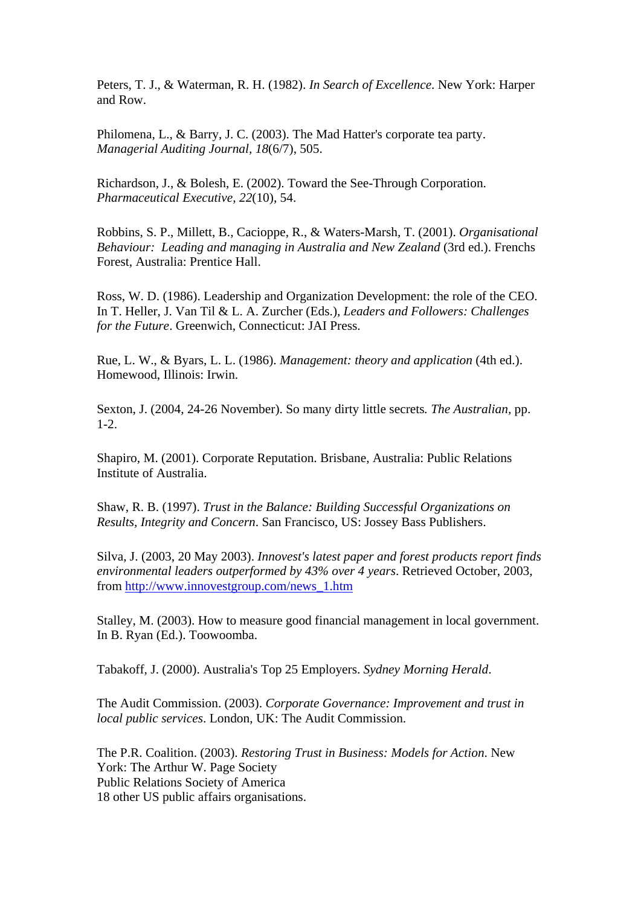Peters, T. J., & Waterman, R. H. (1982). *In Search of Excellence*. New York: Harper and Row.

Philomena, L., & Barry, J. C. (2003). The Mad Hatter's corporate tea party. *Managerial Auditing Journal, 18*(6/7), 505.

Richardson, J., & Bolesh, E. (2002). Toward the See-Through Corporation. *Pharmaceutical Executive, 22*(10), 54.

Robbins, S. P., Millett, B., Cacioppe, R., & Waters-Marsh, T. (2001). *Organisational Behaviour: Leading and managing in Australia and New Zealand* (3rd ed.). Frenchs Forest, Australia: Prentice Hall.

Ross, W. D. (1986). Leadership and Organization Development: the role of the CEO. In T. Heller, J. Van Til & L. A. Zurcher (Eds.), *Leaders and Followers: Challenges for the Future*. Greenwich, Connecticut: JAI Press.

Rue, L. W., & Byars, L. L. (1986). *Management: theory and application* (4th ed.). Homewood, Illinois: Irwin.

Sexton, J. (2004, 24-26 November). So many dirty little secrets. *The Australian*, pp. 1-2.

Shapiro, M. (2001). Corporate Reputation. Brisbane, Australia: Public Relations Institute of Australia.

Shaw, R. B. (1997). *Trust in the Balance: Building Successful Organizations on Results, Integrity and Concern*. San Francisco, US: Jossey Bass Publishers.

Silva, J. (2003, 20 May 2003). *Innovest's latest paper and forest products report finds environmental leaders outperformed by 43% over 4 years*. Retrieved October, 2003, from http://www.innovestgroup.com/news_1.htm

Stalley, M. (2003). How to measure good financial management in local government. In B. Ryan (Ed.). Toowoomba.

Tabakoff, J. (2000). Australia's Top 25 Employers. *Sydney Morning Herald*.

The Audit Commission. (2003). *Corporate Governance: Improvement and trust in local public services*. London, UK: The Audit Commission.

The P.R. Coalition. (2003). *Restoring Trust in Business: Models for Action*. New York: The Arthur W. Page Society
Public Relations Society of America
18 other US public affairs organisations.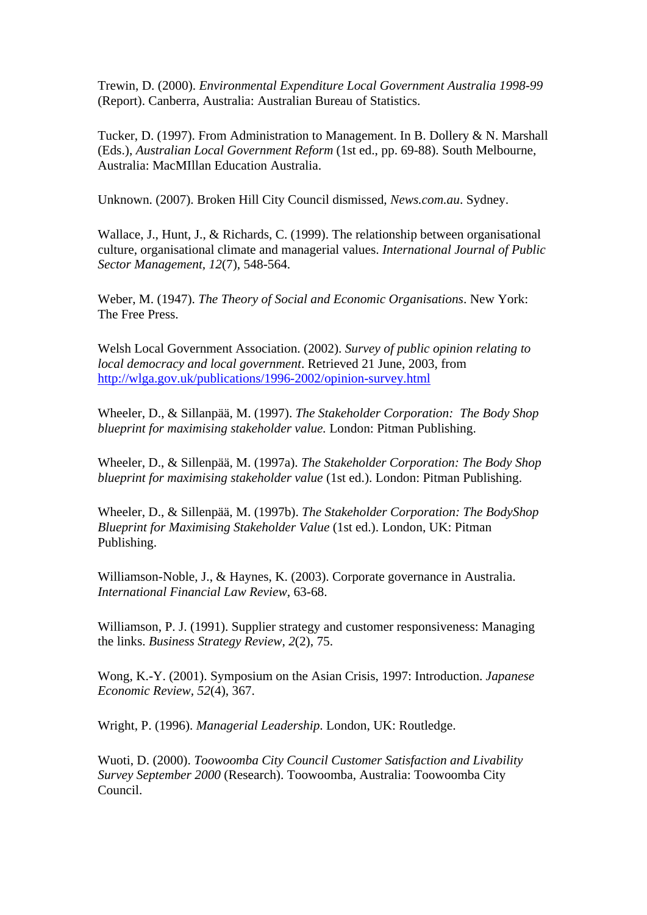Trewin, D. (2000). *Environmental Expenditure Local Government Australia 1998-99* (Report). Canberra, Australia: Australian Bureau of Statistics.

Tucker, D. (1997). From Administration to Management. In B. Dollery & N. Marshall (Eds.), *Australian Local Government Reform* (1st ed., pp. 69-88). South Melbourne, Australia: MacMIllan Education Australia.

Unknown. (2007). Broken Hill City Council dismissed, *News.com.au*. Sydney.

Wallace, J., Hunt, J., & Richards, C. (1999). The relationship between organisational culture, organisational climate and managerial values. *International Journal of Public Sector Management, 12*(7), 548-564.

Weber, M. (1947). *The Theory of Social and Economic Organisations*. New York: The Free Press.

Welsh Local Government Association. (2002). *Survey of public opinion relating to local democracy and local government*. Retrieved 21 June, 2003, from http://wlga.gov.uk/publications/1996-2002/opinion-survey.html

Wheeler, D., & Sillanpää, M. (1997). *The Stakeholder Corporation: The Body Shop blueprint for maximising stakeholder value.* London: Pitman Publishing.

Wheeler, D., & Sillenpää, M. (1997a). *The Stakeholder Corporation: The Body Shop blueprint for maximising stakeholder value* (1st ed.). London: Pitman Publishing.

Wheeler, D., & Sillenpää, M. (1997b). *The Stakeholder Corporation: The BodyShop Blueprint for Maximising Stakeholder Value* (1st ed.). London, UK: Pitman Publishing.

Williamson-Noble, J., & Haynes, K. (2003). Corporate governance in Australia. *International Financial Law Review*, 63-68.

Williamson, P. J. (1991). Supplier strategy and customer responsiveness: Managing the links. *Business Strategy Review, 2*(2), 75.

Wong, K.-Y. (2001). Symposium on the Asian Crisis, 1997: Introduction. *Japanese Economic Review, 52*(4), 367.

Wright, P. (1996). *Managerial Leadership*. London, UK: Routledge.

Wuoti, D. (2000). *Toowoomba City Council Customer Satisfaction and Livability Survey September 2000* (Research). Toowoomba, Australia: Toowoomba City Council.